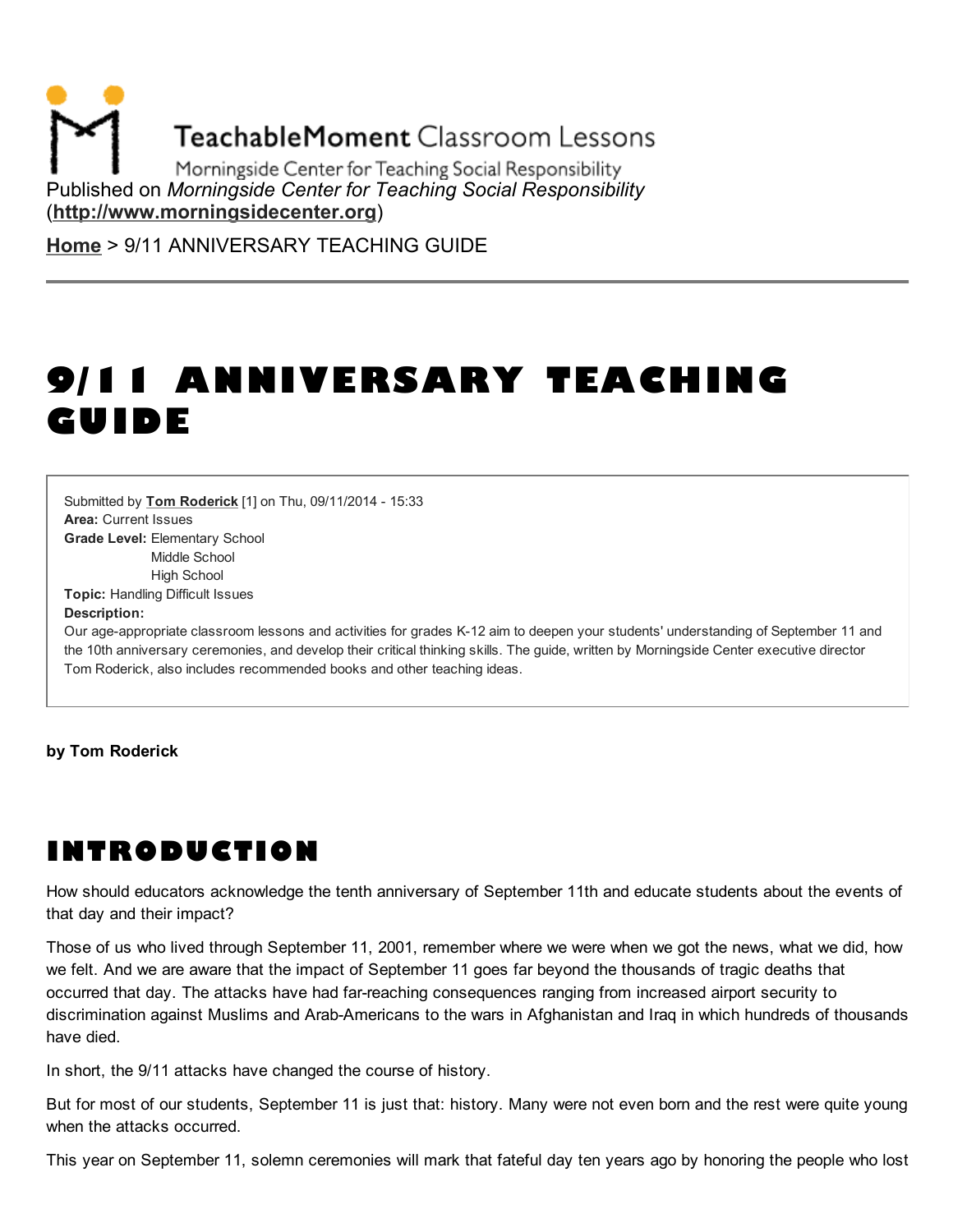TeachableMoment Classroom Lessons

Morningside Center for Teaching Social Responsibility

Published on *Morningside Center for Teaching Social Responsibility* (**http://www.morningsidecenter.org**)

**Home** > 9/11 ANNIVERSARY TEACHING GUIDE

# 9/11 ANNIVERSARY TEACHING GUIDE

Submitted by **Tom Roderick** [1] on Thu, 09/11/2014 - 15:33
**Area:** Current Issues
**Grade Level:** Elementary School
Middle School
High School
**Topic:** Handling Difficult Issues
**Description:**
Our age-appropriate classroom lessons and activities for grades K-12 aim to deepen your students' understanding of September 11 and the 10th anniversary ceremonies, and develop their critical thinking skills. The guide, written by Morningside Center executive director Tom Roderick, also includes recommended books and other teaching ideas.

**by Tom Roderick**

## INTRODUCTION

How should educators acknowledge the tenth anniversary of September 11th and educate students about the events of that day and their impact?

Those of us who lived through September 11, 2001, remember where we were when we got the news, what we did, how we felt. And we are aware that the impact of September 11 goes far beyond the thousands of tragic deaths that occurred that day. The attacks have had far-reaching consequences ranging from increased airport security to discrimination against Muslims and Arab-Americans to the wars in Afghanistan and Iraq in which hundreds of thousands have died.

In short, the 9/11 attacks have changed the course of history.

But for most of our students, September 11 is just that: history. Many were not even born and the rest were quite young when the attacks occurred.

This year on September 11, solemn ceremonies will mark that fateful day ten years ago by honoring the people who lost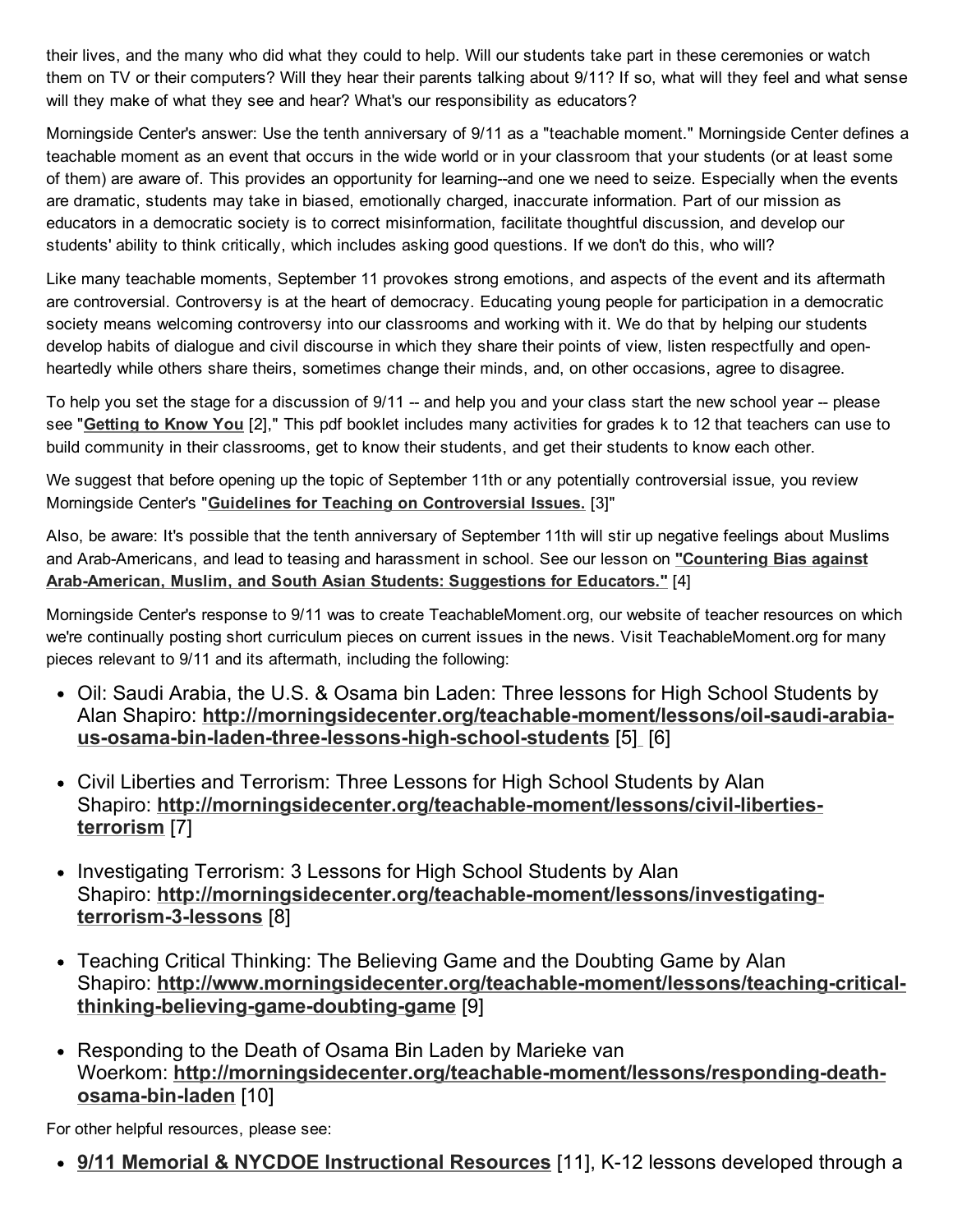their lives, and the many who did what they could to help. Will our students take part in these ceremonies or watch them on TV or their computers? Will they hear their parents talking about 9/11? If so, what will they feel and what sense will they make of what they see and hear? What's our responsibility as educators?

Morningside Center's answer: Use the tenth anniversary of 9/11 as a "teachable moment." Morningside Center defines a teachable moment as an event that occurs in the wide world or in your classroom that your students (or at least some of them) are aware of. This provides an opportunity for learning--and one we need to seize. Especially when the events are dramatic, students may take in biased, emotionally charged, inaccurate information. Part of our mission as educators in a democratic society is to correct misinformation, facilitate thoughtful discussion, and develop our students' ability to think critically, which includes asking good questions. If we don't do this, who will?

Like many teachable moments, September 11 provokes strong emotions, and aspects of the event and its aftermath are controversial. Controversy is at the heart of democracy. Educating young people for participation in a democratic society means welcoming controversy into our classrooms and working with it. We do that by helping our students develop habits of dialogue and civil discourse in which they share their points of view, listen respectfully and open-heartedly while others share theirs, sometimes change their minds, and, on other occasions, agree to disagree.

To help you set the stage for a discussion of 9/11 -- and help you and your class start the new school year -- please see "**Getting to Know You** [2]," This pdf booklet includes many activities for grades k to 12 that teachers can use to build community in their classrooms, get to know their students, and get their students to know each other.

We suggest that before opening up the topic of September 11th or any potentially controversial issue, you review Morningside Center's "**Guidelines for Teaching on Controversial Issues.** [3]"

Also, be aware: It's possible that the tenth anniversary of September 11th will stir up negative feelings about Muslims and Arab-Americans, and lead to teasing and harassment in school. See our lesson on **"Countering Bias against Arab-American, Muslim, and South Asian Students: Suggestions for Educators."** [4]

Morningside Center's response to 9/11 was to create TeachableMoment.org, our website of teacher resources on which we're continually posting short curriculum pieces on current issues in the news. Visit TeachableMoment.org for many pieces relevant to 9/11 and its aftermath, including the following:

- Oil: Saudi Arabia, the U.S. & Osama bin Laden: Three lessons for High School Students by Alan Shapiro: **http://morningsidecenter.org/teachable-moment/lessons/oil-saudi-arabia-us-osama-bin-laden-three-lessons-high-school-students** [5] [6]
- Civil Liberties and Terrorism: Three Lessons for High School Students by Alan Shapiro: **http://morningsidecenter.org/teachable-moment/lessons/civil-liberties-terrorism** [7]
- Investigating Terrorism: 3 Lessons for High School Students by Alan Shapiro: **http://morningsidecenter.org/teachable-moment/lessons/investigating-terrorism-3-lessons** [8]
- Teaching Critical Thinking: The Believing Game and the Doubting Game by Alan Shapiro: **http://www.morningsidecenter.org/teachable-moment/lessons/teaching-critical-thinking-believing-game-doubting-game** [9]
- Responding to the Death of Osama Bin Laden by Marieke van Woerkom: **http://morningsidecenter.org/teachable-moment/lessons/responding-death-osama-bin-laden** [10]

For other helpful resources, please see:

- **9/11 Memorial & NYCDOE Instructional Resources** [11], K-12 lessons developed through a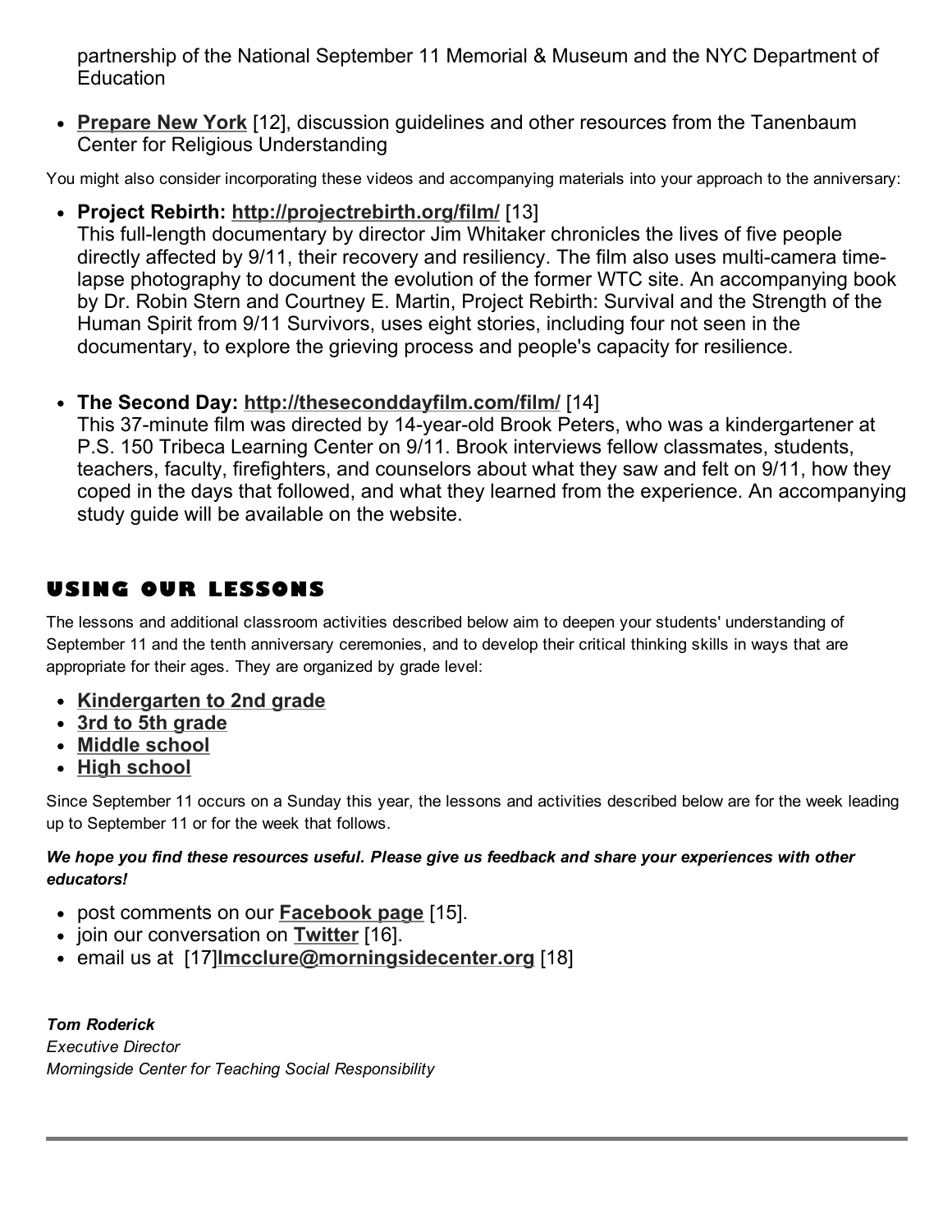partnership of the National September 11 Memorial & Museum and the NYC Department of Education

- **Prepare New York** [12], discussion guidelines and other resources from the Tanenbaum Center for Religious Understanding

You might also consider incorporating these videos and accompanying materials into your approach to the anniversary:

- **Project Rebirth: http://projectrebirth.org/film/** [13]
  This full-length documentary by director Jim Whitaker chronicles the lives of five people directly affected by 9/11, their recovery and resiliency. The film also uses multi-camera time-lapse photography to document the evolution of the former WTC site. An accompanying book by Dr. Robin Stern and Courtney E. Martin, Project Rebirth: Survival and the Strength of the Human Spirit from 9/11 Survivors, uses eight stories, including four not seen in the documentary, to explore the grieving process and people's capacity for resilience.

- **The Second Day: http://theseconddayfilm.com/film/** [14]
  This 37-minute film was directed by 14-year-old Brook Peters, who was a kindergartener at P.S. 150 Tribeca Learning Center on 9/11. Brook interviews fellow classmates, students, teachers, faculty, firefighters, and counselors about what they saw and felt on 9/11, how they coped in the days that followed, and what they learned from the experience. An accompanying study guide will be available on the website.

## Using Our Lessons

The lessons and additional classroom activities described below aim to deepen your students' understanding of September 11 and the tenth anniversary ceremonies, and to develop their critical thinking skills in ways that are appropriate for their ages. They are organized by grade level:

- **Kindergarten to 2nd grade**
- **3rd to 5th grade**
- **Middle school**
- **High school**

Since September 11 occurs on a Sunday this year, the lessons and activities described below are for the week leading up to September 11 or for the week that follows.

***We hope you find these resources useful. Please give us feedback and share your experiences with other educators!***

- post comments on our **Facebook page** [15].
- join our conversation on **Twitter** [16].
- email us at [17]**lmcclure@morningsidecenter.org** [18]

***Tom Roderick***
*Executive Director*
*Morningside Center for Teaching Social Responsibility*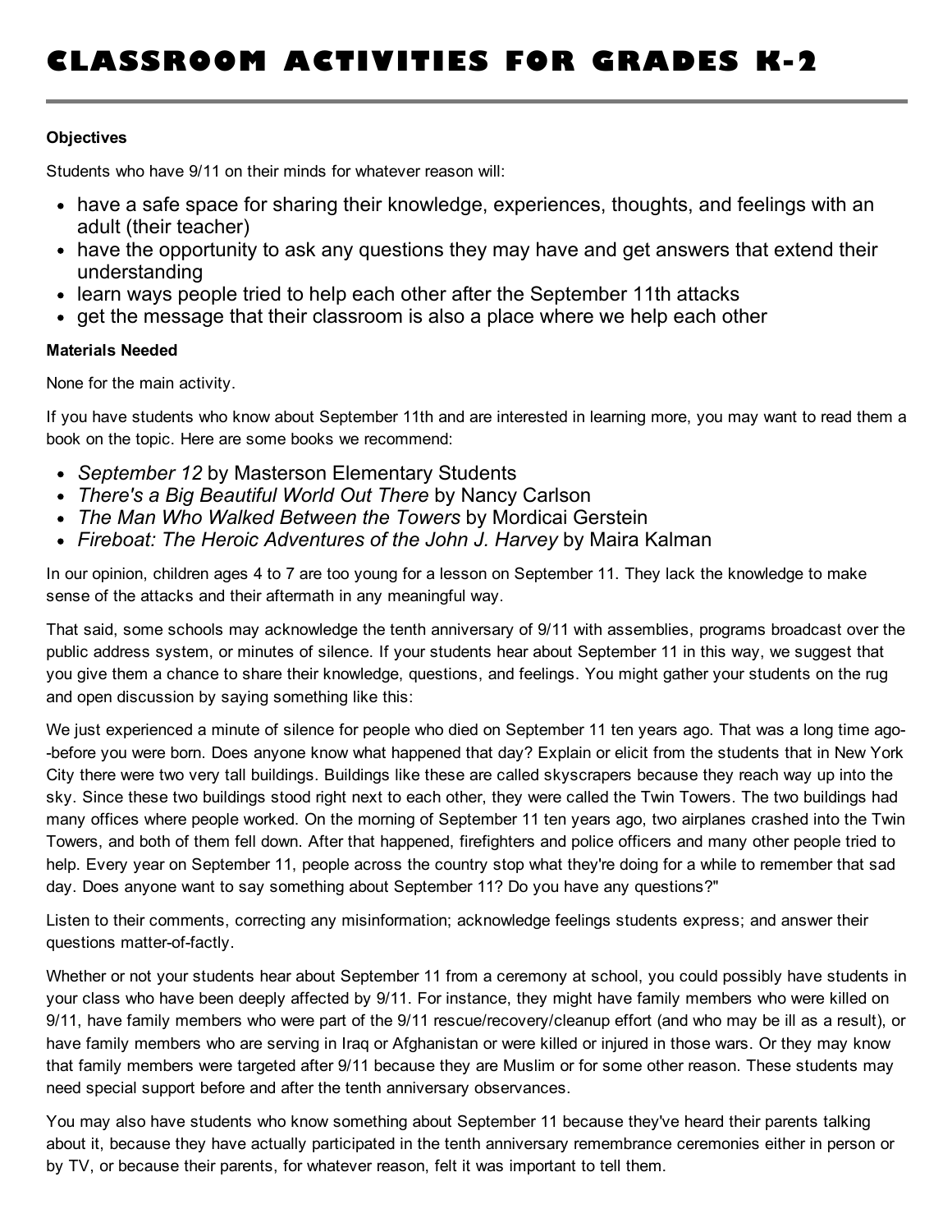# CLASSROOM ACTIVITIES FOR GRADES K-2

**Objectives**

Students who have 9/11 on their minds for whatever reason will:

- have a safe space for sharing their knowledge, experiences, thoughts, and feelings with an adult (their teacher)
- have the opportunity to ask any questions they may have and get answers that extend their understanding
- learn ways people tried to help each other after the September 11th attacks
- get the message that their classroom is also a place where we help each other

**Materials Needed**

None for the main activity.

If you have students who know about September 11th and are interested in learning more, you may want to read them a book on the topic. Here are some books we recommend:

- *September 12* by Masterson Elementary Students
- *There's a Big Beautiful World Out There* by Nancy Carlson
- *The Man Who Walked Between the Towers* by Mordicai Gerstein
- *Fireboat: The Heroic Adventures of the John J. Harvey* by Maira Kalman

In our opinion, children ages 4 to 7 are too young for a lesson on September 11. They lack the knowledge to make sense of the attacks and their aftermath in any meaningful way.

That said, some schools may acknowledge the tenth anniversary of 9/11 with assemblies, programs broadcast over the public address system, or minutes of silence. If your students hear about September 11 in this way, we suggest that you give them a chance to share their knowledge, questions, and feelings. You might gather your students on the rug and open discussion by saying something like this:

We just experienced a minute of silence for people who died on September 11 ten years ago. That was a long time ago--before you were born. Does anyone know what happened that day? Explain or elicit from the students that in New York City there were two very tall buildings. Buildings like these are called skyscrapers because they reach way up into the sky. Since these two buildings stood right next to each other, they were called the Twin Towers. The two buildings had many offices where people worked. On the morning of September 11 ten years ago, two airplanes crashed into the Twin Towers, and both of them fell down. After that happened, firefighters and police officers and many other people tried to help. Every year on September 11, people across the country stop what they're doing for a while to remember that sad day. Does anyone want to say something about September 11? Do you have any questions?"

Listen to their comments, correcting any misinformation; acknowledge feelings students express; and answer their questions matter-of-factly.

Whether or not your students hear about September 11 from a ceremony at school, you could possibly have students in your class who have been deeply affected by 9/11. For instance, they might have family members who were killed on 9/11, have family members who were part of the 9/11 rescue/recovery/cleanup effort (and who may be ill as a result), or have family members who are serving in Iraq or Afghanistan or were killed or injured in those wars. Or they may know that family members were targeted after 9/11 because they are Muslim or for some other reason. These students may need special support before and after the tenth anniversary observances.

You may also have students who know something about September 11 because they've heard their parents talking about it, because they have actually participated in the tenth anniversary remembrance ceremonies either in person or by TV, or because their parents, for whatever reason, felt it was important to tell them.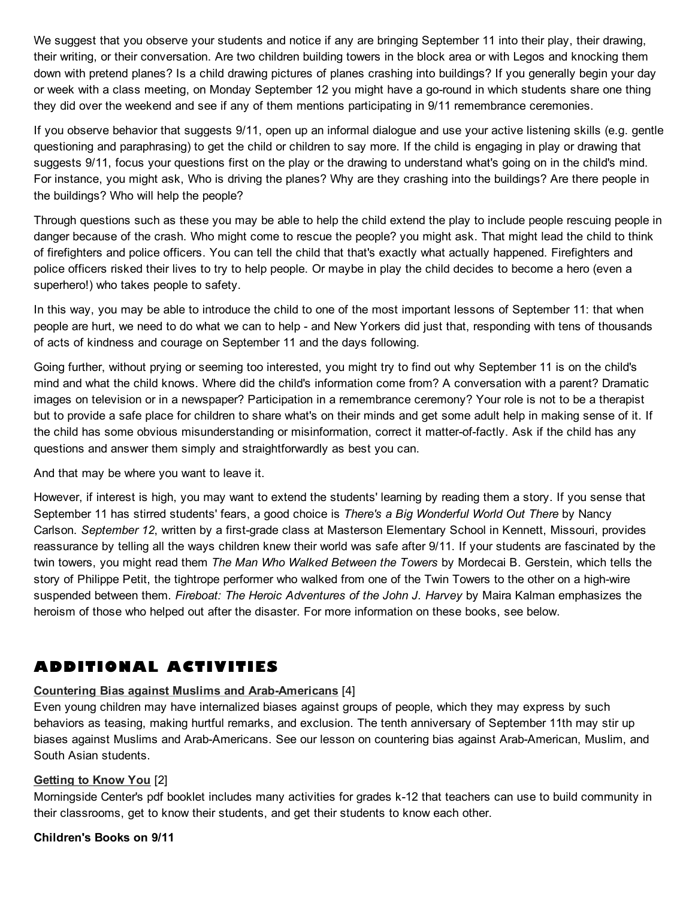We suggest that you observe your students and notice if any are bringing September 11 into their play, their drawing, their writing, or their conversation. Are two children building towers in the block area or with Legos and knocking them down with pretend planes? Is a child drawing pictures of planes crashing into buildings? If you generally begin your day or week with a class meeting, on Monday September 12 you might have a go-round in which students share one thing they did over the weekend and see if any of them mentions participating in 9/11 remembrance ceremonies.

If you observe behavior that suggests 9/11, open up an informal dialogue and use your active listening skills (e.g. gentle questioning and paraphrasing) to get the child or children to say more. If the child is engaging in play or drawing that suggests 9/11, focus your questions first on the play or the drawing to understand what's going on in the child's mind. For instance, you might ask, Who is driving the planes? Why are they crashing into the buildings? Are there people in the buildings? Who will help the people?

Through questions such as these you may be able to help the child extend the play to include people rescuing people in danger because of the crash. Who might come to rescue the people? you might ask. That might lead the child to think of firefighters and police officers. You can tell the child that that's exactly what actually happened. Firefighters and police officers risked their lives to try to help people. Or maybe in play the child decides to become a hero (even a superhero!) who takes people to safety.

In this way, you may be able to introduce the child to one of the most important lessons of September 11: that when people are hurt, we need to do what we can to help - and New Yorkers did just that, responding with tens of thousands of acts of kindness and courage on September 11 and the days following.

Going further, without prying or seeming too interested, you might try to find out why September 11 is on the child's mind and what the child knows. Where did the child's information come from? A conversation with a parent? Dramatic images on television or in a newspaper? Participation in a remembrance ceremony? Your role is not to be a therapist but to provide a safe place for children to share what's on their minds and get some adult help in making sense of it. If the child has some obvious misunderstanding or misinformation, correct it matter-of-factly. Ask if the child has any questions and answer them simply and straightforwardly as best you can.

And that may be where you want to leave it.

However, if interest is high, you may want to extend the students' learning by reading them a story. If you sense that September 11 has stirred students' fears, a good choice is *There's a Big Wonderful World Out There* by Nancy Carlson. *September 12*, written by a first-grade class at Masterson Elementary School in Kennett, Missouri, provides reassurance by telling all the ways children knew their world was safe after 9/11. If your students are fascinated by the twin towers, you might read them *The Man Who Walked Between the Towers* by Mordecai B. Gerstein, which tells the story of Philippe Petit, the tightrope performer who walked from one of the Twin Towers to the other on a high-wire suspended between them. *Fireboat: The Heroic Adventures of the John J. Harvey* by Maira Kalman emphasizes the heroism of those who helped out after the disaster. For more information on these books, see below.

## ADDITIONAL ACTIVITIES

**Countering Bias against Muslims and Arab-Americans** [4]
Even young children may have internalized biases against groups of people, which they may express by such behaviors as teasing, making hurtful remarks, and exclusion. The tenth anniversary of September 11th may stir up biases against Muslims and Arab-Americans. See our lesson on countering bias against Arab-American, Muslim, and South Asian students.

**Getting to Know You** [2]
Morningside Center's pdf booklet includes many activities for grades k-12 that teachers can use to build community in their classrooms, get to know their students, and get their students to know each other.

**Children's Books on 9/11**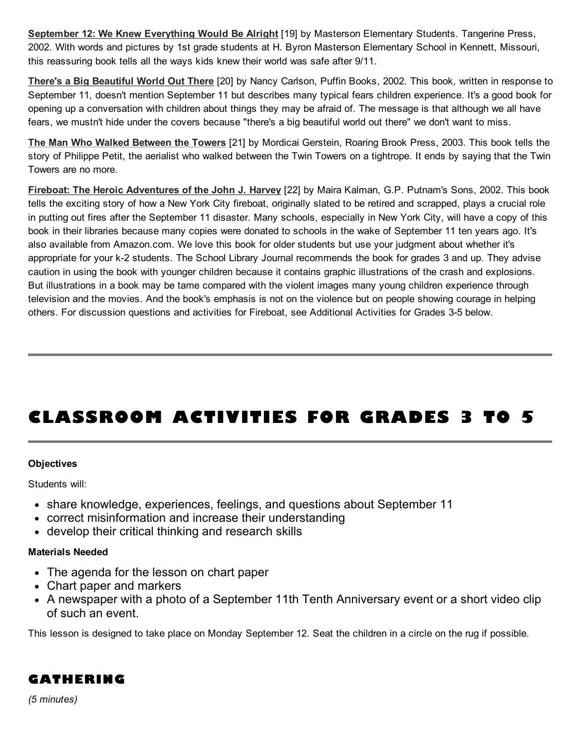**September 12: We Knew Everything Would Be Alright** [19] by Masterson Elementary Students. Tangerine Press, 2002. With words and pictures by 1st grade students at H. Byron Masterson Elementary School in Kennett, Missouri, this reassuring book tells all the ways kids knew their world was safe after 9/11.

**There's a Big Beautiful World Out There** [20] by Nancy Carlson, Puffin Books, 2002. This book, written in response to September 11, doesn't mention September 11 but describes many typical fears children experience. It's a good book for opening up a conversation with children about things they may be afraid of. The message is that although we all have fears, we mustn't hide under the covers because "there's a big beautiful world out there" we don't want to miss.

**The Man Who Walked Between the Towers** [21] by Mordicai Gerstein, Roaring Brook Press, 2003. This book tells the story of Philippe Petit, the aerialist who walked between the Twin Towers on a tightrope. It ends by saying that the Twin Towers are no more.

**Fireboat: The Heroic Adventures of the John J. Harvey** [22] by Maira Kalman, G.P. Putnam's Sons, 2002. This book tells the exciting story of how a New York City fireboat, originally slated to be retired and scrapped, plays a crucial role in putting out fires after the September 11 disaster. Many schools, especially in New York City, will have a copy of this book in their libraries because many copies were donated to schools in the wake of September 11 ten years ago. It's also available from Amazon.com. We love this book for older students but use your judgment about whether it's appropriate for your k-2 students. The School Library Journal recommends the book for grades 3 and up. They advise caution in using the book with younger children because it contains graphic illustrations of the crash and explosions. But illustrations in a book may be tame compared with the violent images many young children experience through television and the movies. And the book's emphasis is not on the violence but on people showing courage in helping others. For discussion questions and activities for Fireboat, see Additional Activities for Grades 3-5 below.

---

# CLASSROOM ACTIVITIES FOR GRADES 3 TO 5

---

**Objectives**

Students will:

- share knowledge, experiences, feelings, and questions about September 11
- correct misinformation and increase their understanding
- develop their critical thinking and research skills

**Materials Needed**

- The agenda for the lesson on chart paper
- Chart paper and markers
- A newspaper with a photo of a September 11th Tenth Anniversary event or a short video clip of such an event.

This lesson is designed to take place on Monday September 12. Seat the children in a circle on the rug if possible.

## GATHERING

*(5 minutes)*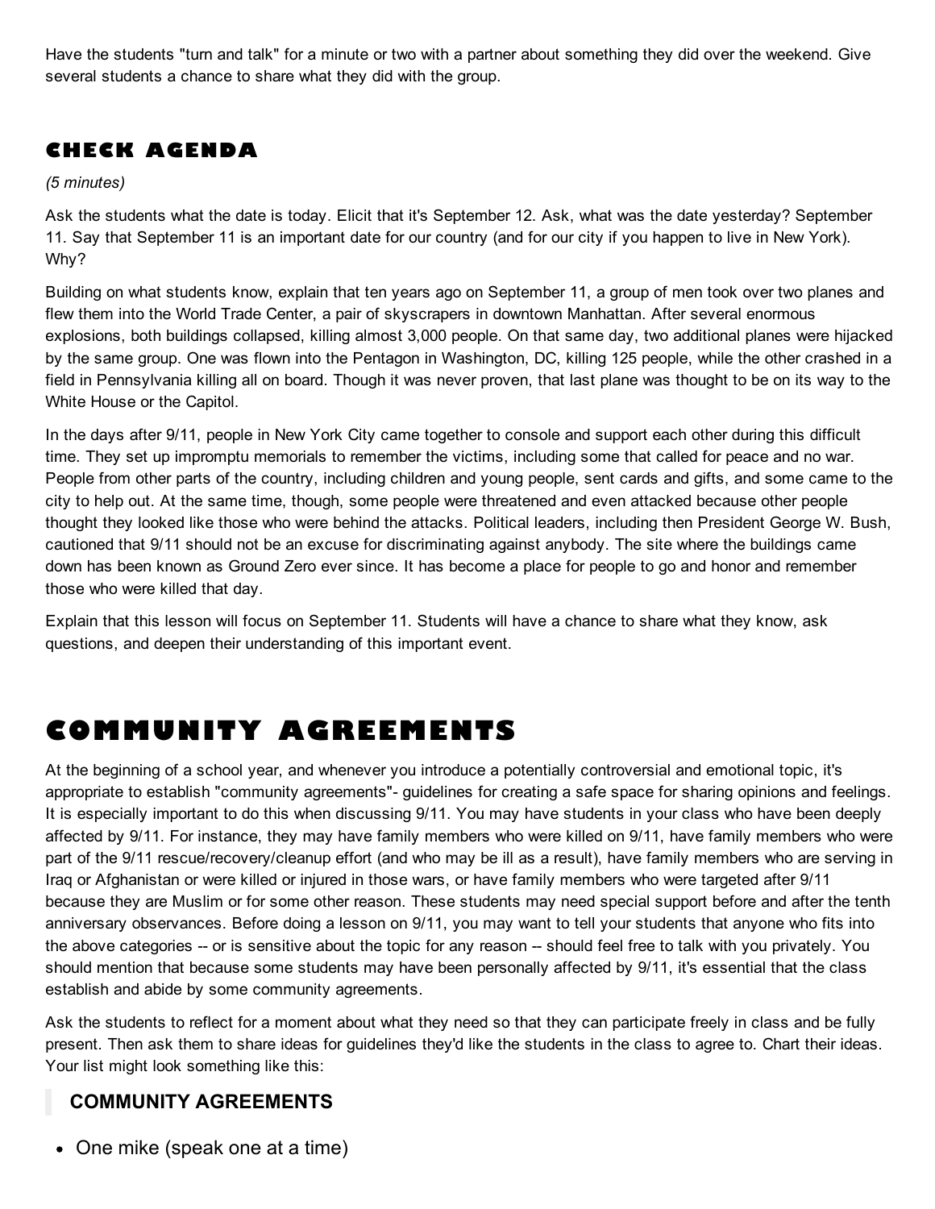Have the students "turn and talk" for a minute or two with a partner about something they did over the weekend. Give several students a chance to share what they did with the group.

### CHECK AGENDA

*(5 minutes)*

Ask the students what the date is today. Elicit that it's September 12. Ask, what was the date yesterday? September 11. Say that September 11 is an important date for our country (and for our city if you happen to live in New York). Why?

Building on what students know, explain that ten years ago on September 11, a group of men took over two planes and flew them into the World Trade Center, a pair of skyscrapers in downtown Manhattan. After several enormous explosions, both buildings collapsed, killing almost 3,000 people. On that same day, two additional planes were hijacked by the same group. One was flown into the Pentagon in Washington, DC, killing 125 people, while the other crashed in a field in Pennsylvania killing all on board. Though it was never proven, that last plane was thought to be on its way to the White House or the Capitol.

In the days after 9/11, people in New York City came together to console and support each other during this difficult time. They set up impromptu memorials to remember the victims, including some that called for peace and no war. People from other parts of the country, including children and young people, sent cards and gifts, and some came to the city to help out. At the same time, though, some people were threatened and even attacked because other people thought they looked like those who were behind the attacks. Political leaders, including then President George W. Bush, cautioned that 9/11 should not be an excuse for discriminating against anybody. The site where the buildings came down has been known as Ground Zero ever since. It has become a place for people to go and honor and remember those who were killed that day.

Explain that this lesson will focus on September 11. Students will have a chance to share what they know, ask questions, and deepen their understanding of this important event.

## COMMUNITY AGREEMENTS

At the beginning of a school year, and whenever you introduce a potentially controversial and emotional topic, it's appropriate to establish "community agreements"- guidelines for creating a safe space for sharing opinions and feelings. It is especially important to do this when discussing 9/11. You may have students in your class who have been deeply affected by 9/11. For instance, they may have family members who were killed on 9/11, have family members who were part of the 9/11 rescue/recovery/cleanup effort (and who may be ill as a result), have family members who are serving in Iraq or Afghanistan or were killed or injured in those wars, or have family members who were targeted after 9/11 because they are Muslim or for some other reason. These students may need special support before and after the tenth anniversary observances. Before doing a lesson on 9/11, you may want to tell your students that anyone who fits into the above categories -- or is sensitive about the topic for any reason -- should feel free to talk with you privately. You should mention that because some students may have been personally affected by 9/11, it's essential that the class establish and abide by some community agreements.

Ask the students to reflect for a moment about what they need so that they can participate freely in class and be fully present. Then ask them to share ideas for guidelines they'd like the students in the class to agree to. Chart their ideas. Your list might look something like this:

> **COMMUNITY AGREEMENTS**

- One mike (speak one at a time)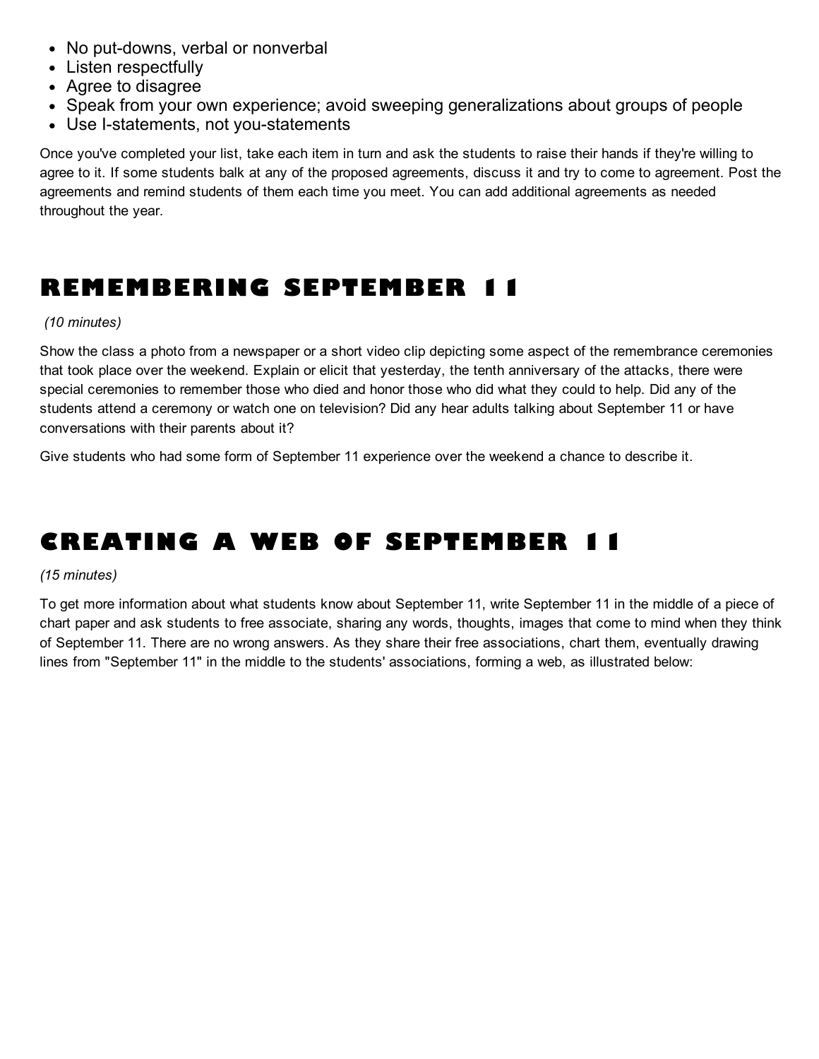- No put-downs, verbal or nonverbal
- Listen respectfully
- Agree to disagree
- Speak from your own experience; avoid sweeping generalizations about groups of people
- Use I-statements, not you-statements

Once you've completed your list, take each item in turn and ask the students to raise their hands if they're willing to agree to it. If some students balk at any of the proposed agreements, discuss it and try to come to agreement. Post the agreements and remind students of them each time you meet. You can add additional agreements as needed throughout the year.

## REMEMBERING SEPTEMBER 11

*(10 minutes)*

Show the class a photo from a newspaper or a short video clip depicting some aspect of the remembrance ceremonies that took place over the weekend. Explain or elicit that yesterday, the tenth anniversary of the attacks, there were special ceremonies to remember those who died and honor those who did what they could to help. Did any of the students attend a ceremony or watch one on television? Did any hear adults talking about September 11 or have conversations with their parents about it?

Give students who had some form of September 11 experience over the weekend a chance to describe it.

## CREATING A WEB OF SEPTEMBER 11

*(15 minutes)*

To get more information about what students know about September 11, write September 11 in the middle of a piece of chart paper and ask students to free associate, sharing any words, thoughts, images that come to mind when they think of September 11. There are no wrong answers. As they share their free associations, chart them, eventually drawing lines from "September 11" in the middle to the students' associations, forming a web, as illustrated below: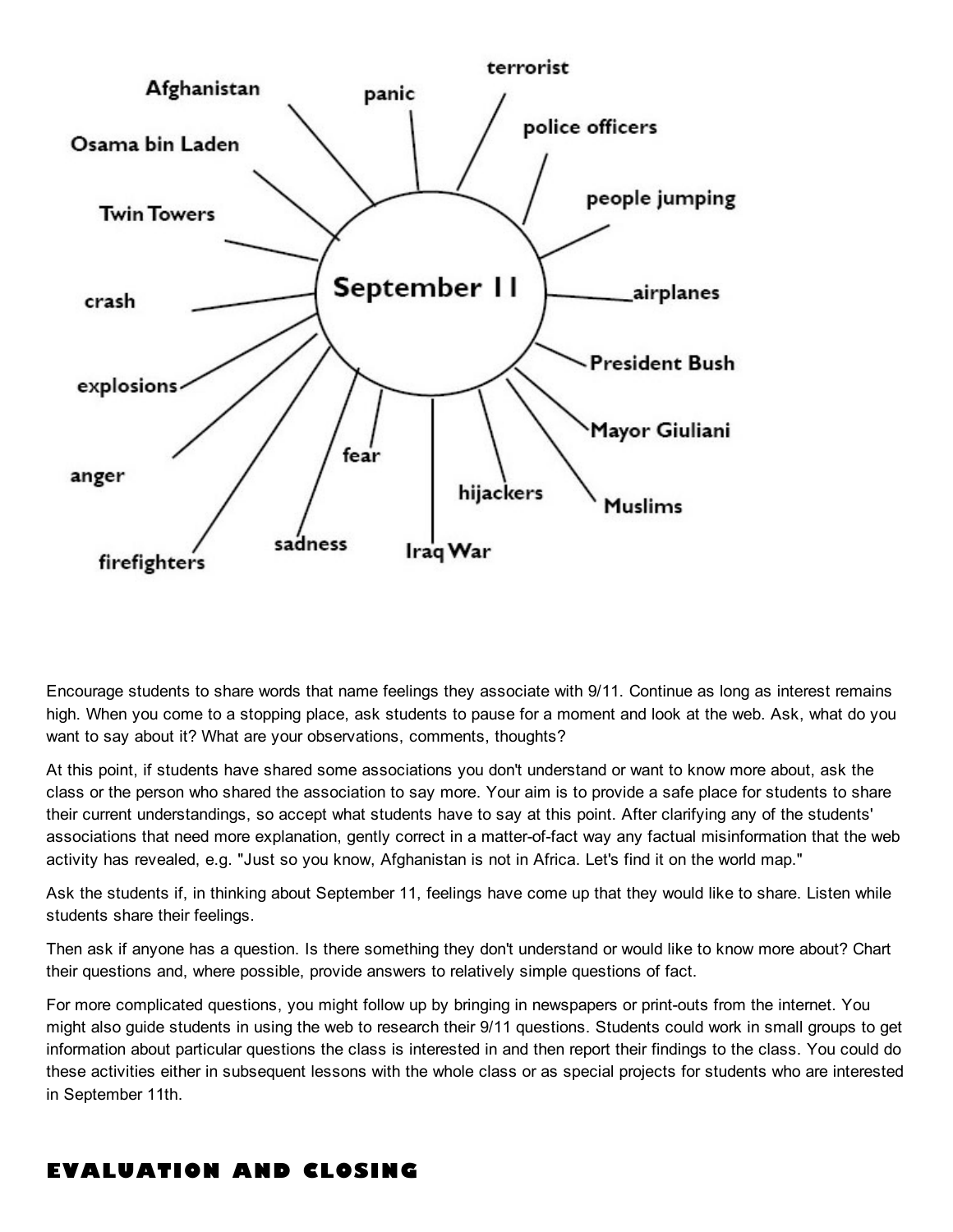September 11

- Afghanistan
- panic
- terrorist
- police officers
- Osama bin Laden
- people jumping
- Twin Towers
- airplanes
- crash
- President Bush
- explosions
- Mayor Giuliani
- fear
- anger
- hijackers
- Muslims
- sadness
- Iraq War
- firefighters

Encourage students to share words that name feelings they associate with 9/11. Continue as long as interest remains high. When you come to a stopping place, ask students to pause for a moment and look at the web. Ask, what do you want to say about it? What are your observations, comments, thoughts?

At this point, if students have shared some associations you don't understand or want to know more about, ask the class or the person who shared the association to say more. Your aim is to provide a safe place for students to share their current understandings, so accept what students have to say at this point. After clarifying any of the students' associations that need more explanation, gently correct in a matter-of-fact way any factual misinformation that the web activity has revealed, e.g. "Just so you know, Afghanistan is not in Africa. Let's find it on the world map."

Ask the students if, in thinking about September 11, feelings have come up that they would like to share. Listen while students share their feelings.

Then ask if anyone has a question. Is there something they don't understand or would like to know more about? Chart their questions and, where possible, provide answers to relatively simple questions of fact.

For more complicated questions, you might follow up by bringing in newspapers or print-outs from the internet. You might also guide students in using the web to research their 9/11 questions. Students could work in small groups to get information about particular questions the class is interested in and then report their findings to the class. You could do these activities either in subsequent lessons with the whole class or as special projects for students who are interested in September 11th.

## EVALUATION AND CLOSING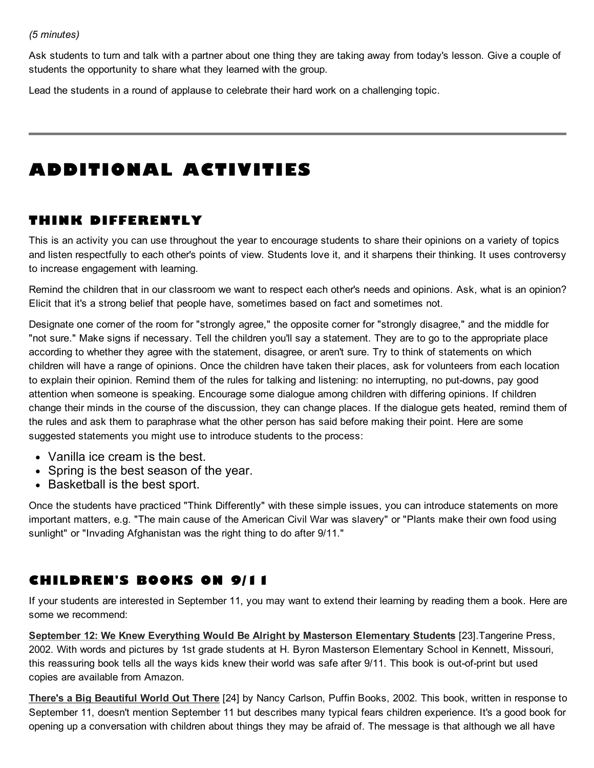*(5 minutes)*

Ask students to turn and talk with a partner about one thing they are taking away from today's lesson. Give a couple of students the opportunity to share what they learned with the group.

Lead the students in a round of applause to celebrate their hard work on a challenging topic.

---

# ADDITIONAL ACTIVITIES

## THINK DIFFERENTLY

This is an activity you can use throughout the year to encourage students to share their opinions on a variety of topics and listen respectfully to each other's points of view. Students love it, and it sharpens their thinking. It uses controversy to increase engagement with learning.

Remind the children that in our classroom we want to respect each other's needs and opinions. Ask, what is an opinion? Elicit that it's a strong belief that people have, sometimes based on fact and sometimes not.

Designate one corner of the room for "strongly agree," the opposite corner for "strongly disagree," and the middle for "not sure." Make signs if necessary. Tell the children you'll say a statement. They are to go to the appropriate place according to whether they agree with the statement, disagree, or aren't sure. Try to think of statements on which children will have a range of opinions. Once the children have taken their places, ask for volunteers from each location to explain their opinion. Remind them of the rules for talking and listening: no interrupting, no put-downs, pay good attention when someone is speaking. Encourage some dialogue among children with differing opinions. If children change their minds in the course of the discussion, they can change places. If the dialogue gets heated, remind them of the rules and ask them to paraphrase what the other person has said before making their point. Here are some suggested statements you might use to introduce students to the process:

- Vanilla ice cream is the best.
- Spring is the best season of the year.
- Basketball is the best sport.

Once the students have practiced "Think Differently" with these simple issues, you can introduce statements on more important matters, e.g. "The main cause of the American Civil War was slavery" or "Plants make their own food using sunlight" or "Invading Afghanistan was the right thing to do after 9/11."

## CHILDREN'S BOOKS ON 9/11

If your students are interested in September 11, you may want to extend their learning by reading them a book. Here are some we recommend:

**September 12: We Knew Everything Would Be Alright by Masterson Elementary Students** [23].Tangerine Press, 2002. With words and pictures by 1st grade students at H. Byron Masterson Elementary School in Kennett, Missouri, this reassuring book tells all the ways kids knew their world was safe after 9/11. This book is out-of-print but used copies are available from Amazon.

**There's a Big Beautiful World Out There** [24] by Nancy Carlson, Puffin Books, 2002. This book, written in response to September 11, doesn't mention September 11 but describes many typical fears children experience. It's a good book for opening up a conversation with children about things they may be afraid of. The message is that although we all have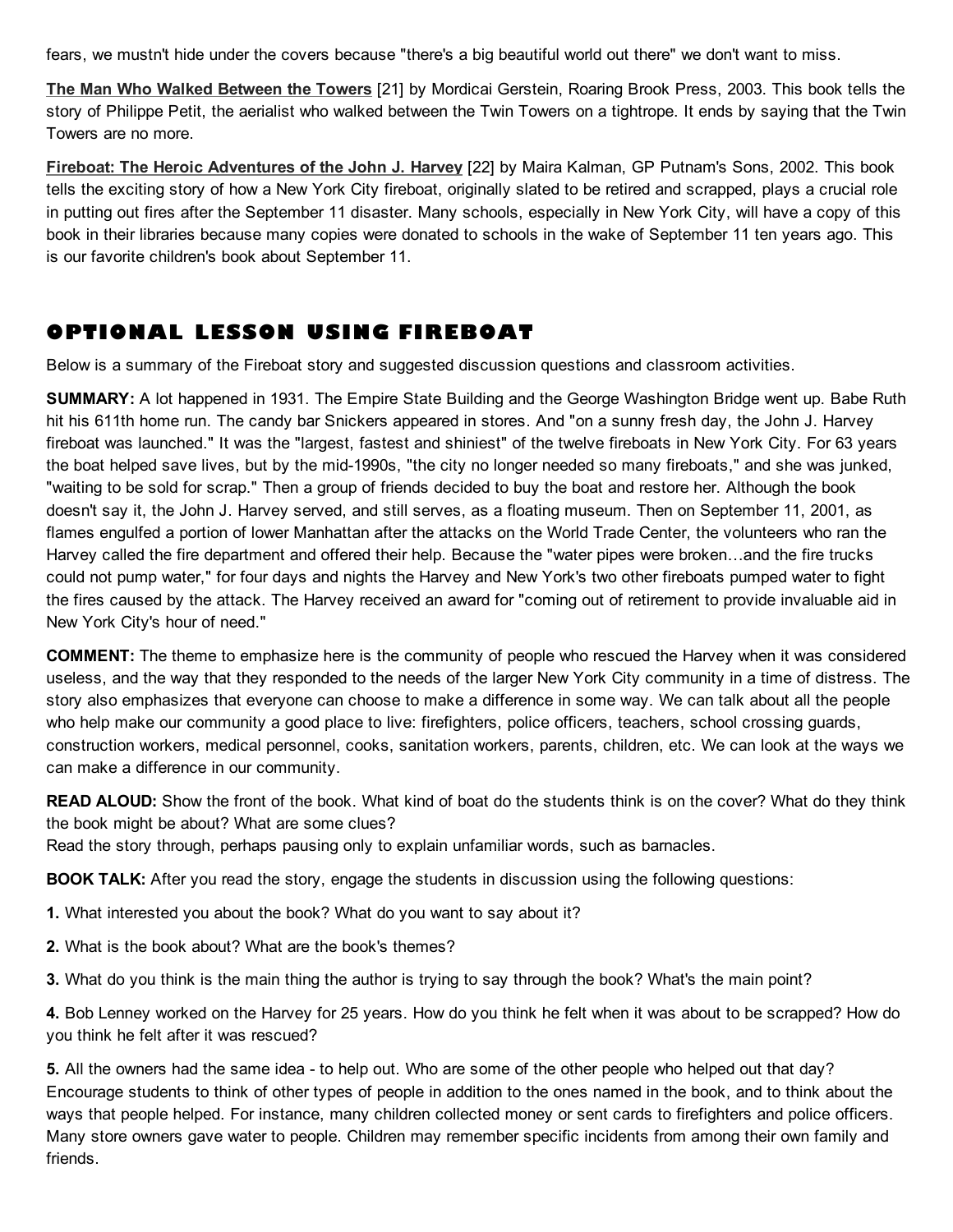fears, we mustn't hide under the covers because "there's a big beautiful world out there" we don't want to miss.

**The Man Who Walked Between the Towers** [21] by Mordicai Gerstein, Roaring Brook Press, 2003. This book tells the story of Philippe Petit, the aerialist who walked between the Twin Towers on a tightrope. It ends by saying that the Twin Towers are no more.

**Fireboat: The Heroic Adventures of the John J. Harvey** [22] by Maira Kalman, GP Putnam's Sons, 2002. This book tells the exciting story of how a New York City fireboat, originally slated to be retired and scrapped, plays a crucial role in putting out fires after the September 11 disaster. Many schools, especially in New York City, will have a copy of this book in their libraries because many copies were donated to schools in the wake of September 11 ten years ago. This is our favorite children's book about September 11.

## OPTIONAL LESSON USING FIREBOAT

Below is a summary of the Fireboat story and suggested discussion questions and classroom activities.

**SUMMARY:** A lot happened in 1931. The Empire State Building and the George Washington Bridge went up. Babe Ruth hit his 611th home run. The candy bar Snickers appeared in stores. And "on a sunny fresh day, the John J. Harvey fireboat was launched." It was the "largest, fastest and shiniest" of the twelve fireboats in New York City. For 63 years the boat helped save lives, but by the mid-1990s, "the city no longer needed so many fireboats," and she was junked, "waiting to be sold for scrap." Then a group of friends decided to buy the boat and restore her. Although the book doesn't say it, the John J. Harvey served, and still serves, as a floating museum. Then on September 11, 2001, as flames engulfed a portion of lower Manhattan after the attacks on the World Trade Center, the volunteers who ran the Harvey called the fire department and offered their help. Because the "water pipes were broken…and the fire trucks could not pump water," for four days and nights the Harvey and New York's two other fireboats pumped water to fight the fires caused by the attack. The Harvey received an award for "coming out of retirement to provide invaluable aid in New York City's hour of need."

**COMMENT:** The theme to emphasize here is the community of people who rescued the Harvey when it was considered useless, and the way that they responded to the needs of the larger New York City community in a time of distress. The story also emphasizes that everyone can choose to make a difference in some way. We can talk about all the people who help make our community a good place to live: firefighters, police officers, teachers, school crossing guards, construction workers, medical personnel, cooks, sanitation workers, parents, children, etc. We can look at the ways we can make a difference in our community.

**READ ALOUD:** Show the front of the book. What kind of boat do the students think is on the cover? What do they think the book might be about? What are some clues?
Read the story through, perhaps pausing only to explain unfamiliar words, such as barnacles.

**BOOK TALK:** After you read the story, engage the students in discussion using the following questions:

**1.** What interested you about the book? What do you want to say about it?

**2.** What is the book about? What are the book's themes?

**3.** What do you think is the main thing the author is trying to say through the book? What's the main point?

**4.** Bob Lenney worked on the Harvey for 25 years. How do you think he felt when it was about to be scrapped? How do you think he felt after it was rescued?

**5.** All the owners had the same idea - to help out. Who are some of the other people who helped out that day? Encourage students to think of other types of people in addition to the ones named in the book, and to think about the ways that people helped. For instance, many children collected money or sent cards to firefighters and police officers. Many store owners gave water to people. Children may remember specific incidents from among their own family and friends.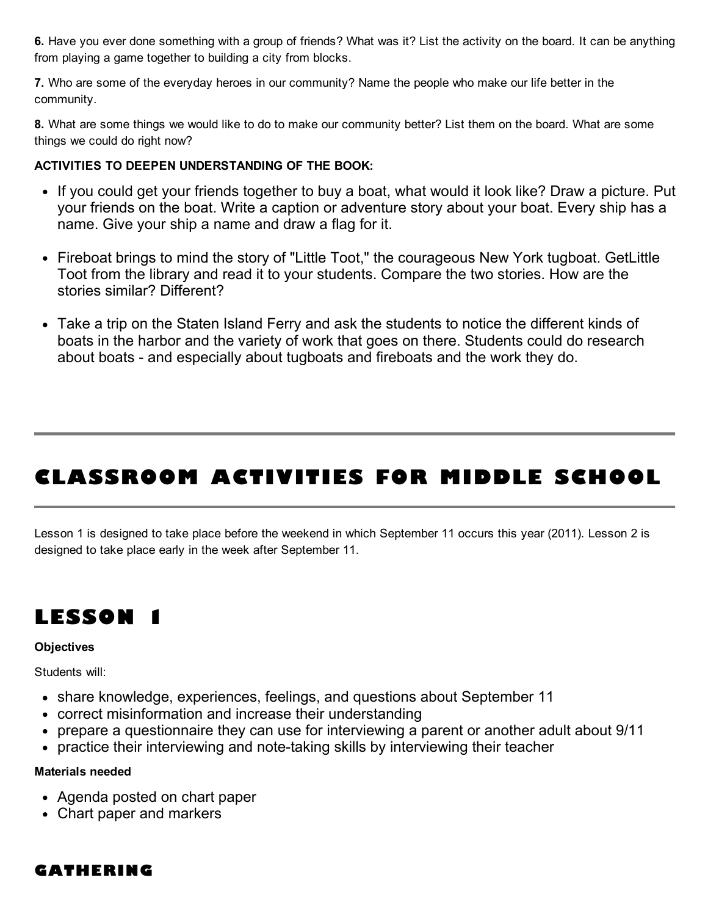**6.** Have you ever done something with a group of friends? What was it? List the activity on the board. It can be anything from playing a game together to building a city from blocks.

**7.** Who are some of the everyday heroes in our community? Name the people who make our life better in the community.

**8.** What are some things we would like to do to make our community better? List them on the board. What are some things we could do right now?

**ACTIVITIES TO DEEPEN UNDERSTANDING OF THE BOOK:**

- If you could get your friends together to buy a boat, what would it look like? Draw a picture. Put your friends on the boat. Write a caption or adventure story about your boat. Every ship has a name. Give your ship a name and draw a flag for it.
- Fireboat brings to mind the story of "Little Toot," the courageous New York tugboat. GetLittle Toot from the library and read it to your students. Compare the two stories. How are the stories similar? Different?
- Take a trip on the Staten Island Ferry and ask the students to notice the different kinds of boats in the harbor and the variety of work that goes on there. Students could do research about boats - and especially about tugboats and fireboats and the work they do.

---

## CLASSROOM ACTIVITIES FOR MIDDLE SCHOOL

---

Lesson 1 is designed to take place before the weekend in which September 11 occurs this year (2011). Lesson 2 is designed to take place early in the week after September 11.

## LESSON 1

**Objectives**

Students will:

- share knowledge, experiences, feelings, and questions about September 11
- correct misinformation and increase their understanding
- prepare a questionnaire they can use for interviewing a parent or another adult about 9/11
- practice their interviewing and note-taking skills by interviewing their teacher

**Materials needed**

- Agenda posted on chart paper
- Chart paper and markers

### GATHERING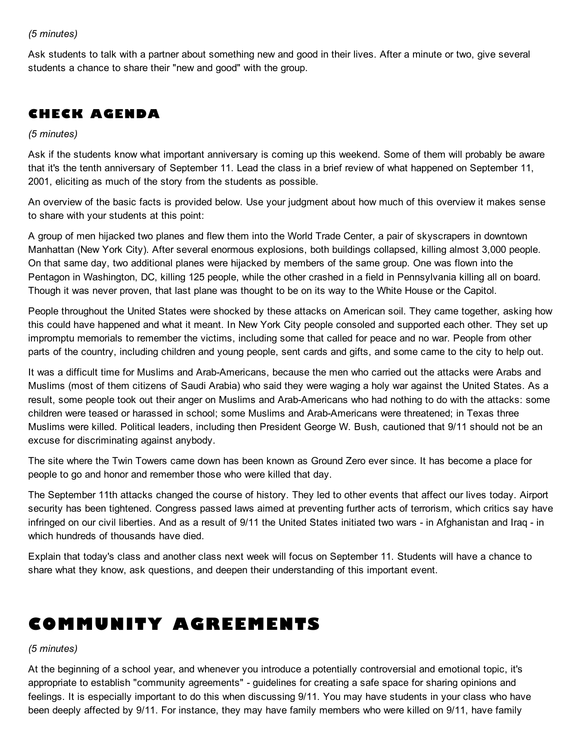*(5 minutes)*

Ask students to talk with a partner about something new and good in their lives. After a minute or two, give several students a chance to share their "new and good" with the group.

## CHECK AGENDA

*(5 minutes)*

Ask if the students know what important anniversary is coming up this weekend. Some of them will probably be aware that it's the tenth anniversary of September 11. Lead the class in a brief review of what happened on September 11, 2001, eliciting as much of the story from the students as possible.

An overview of the basic facts is provided below. Use your judgment about how much of this overview it makes sense to share with your students at this point:

A group of men hijacked two planes and flew them into the World Trade Center, a pair of skyscrapers in downtown Manhattan (New York City). After several enormous explosions, both buildings collapsed, killing almost 3,000 people. On that same day, two additional planes were hijacked by members of the same group. One was flown into the Pentagon in Washington, DC, killing 125 people, while the other crashed in a field in Pennsylvania killing all on board. Though it was never proven, that last plane was thought to be on its way to the White House or the Capitol.

People throughout the United States were shocked by these attacks on American soil. They came together, asking how this could have happened and what it meant. In New York City people consoled and supported each other. They set up impromptu memorials to remember the victims, including some that called for peace and no war. People from other parts of the country, including children and young people, sent cards and gifts, and some came to the city to help out.

It was a difficult time for Muslims and Arab-Americans, because the men who carried out the attacks were Arabs and Muslims (most of them citizens of Saudi Arabia) who said they were waging a holy war against the United States. As a result, some people took out their anger on Muslims and Arab-Americans who had nothing to do with the attacks: some children were teased or harassed in school; some Muslims and Arab-Americans were threatened; in Texas three Muslims were killed. Political leaders, including then President George W. Bush, cautioned that 9/11 should not be an excuse for discriminating against anybody.

The site where the Twin Towers came down has been known as Ground Zero ever since. It has become a place for people to go and honor and remember those who were killed that day.

The September 11th attacks changed the course of history. They led to other events that affect our lives today. Airport security has been tightened. Congress passed laws aimed at preventing further acts of terrorism, which critics say have infringed on our civil liberties. And as a result of 9/11 the United States initiated two wars - in Afghanistan and Iraq - in which hundreds of thousands have died.

Explain that today's class and another class next week will focus on September 11. Students will have a chance to share what they know, ask questions, and deepen their understanding of this important event.

# COMMUNITY AGREEMENTS

*(5 minutes)*

At the beginning of a school year, and whenever you introduce a potentially controversial and emotional topic, it's appropriate to establish "community agreements" - guidelines for creating a safe space for sharing opinions and feelings. It is especially important to do this when discussing 9/11. You may have students in your class who have been deeply affected by 9/11. For instance, they may have family members who were killed on 9/11, have family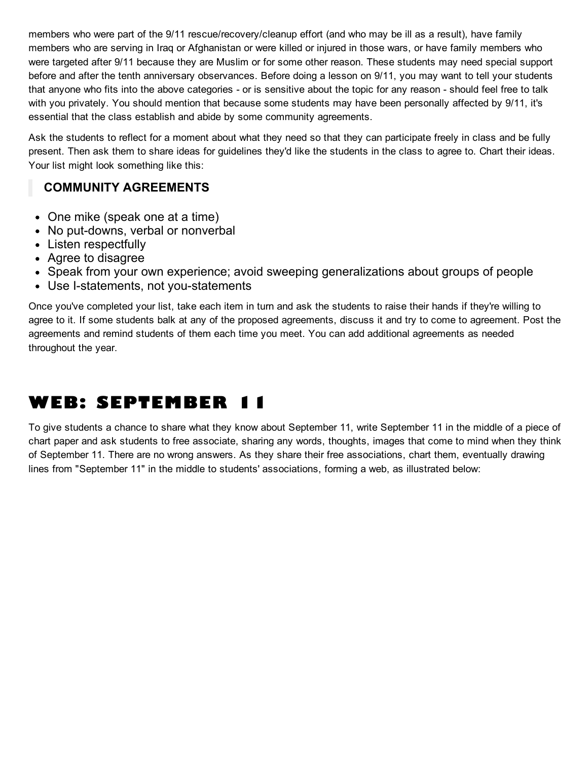members who were part of the 9/11 rescue/recovery/cleanup effort (and who may be ill as a result), have family members who are serving in Iraq or Afghanistan or were killed or injured in those wars, or have family members who were targeted after 9/11 because they are Muslim or for some other reason. These students may need special support before and after the tenth anniversary observances. Before doing a lesson on 9/11, you may want to tell your students that anyone who fits into the above categories - or is sensitive about the topic for any reason - should feel free to talk with you privately. You should mention that because some students may have been personally affected by 9/11, it's essential that the class establish and abide by some community agreements.

Ask the students to reflect for a moment about what they need so that they can participate freely in class and be fully present. Then ask them to share ideas for guidelines they'd like the students in the class to agree to. Chart their ideas. Your list might look something like this:

> **COMMUNITY AGREEMENTS**

- One mike (speak one at a time)
- No put-downs, verbal or nonverbal
- Listen respectfully
- Agree to disagree
- Speak from your own experience; avoid sweeping generalizations about groups of people
- Use I-statements, not you-statements

Once you've completed your list, take each item in turn and ask the students to raise their hands if they're willing to agree to it. If some students balk at any of the proposed agreements, discuss it and try to come to agreement. Post the agreements and remind students of them each time you meet. You can add additional agreements as needed throughout the year.

# WEB: SEPTEMBER 11

To give students a chance to share what they know about September 11, write September 11 in the middle of a piece of chart paper and ask students to free associate, sharing any words, thoughts, images that come to mind when they think of September 11. There are no wrong answers. As they share their free associations, chart them, eventually drawing lines from "September 11" in the middle to students' associations, forming a web, as illustrated below: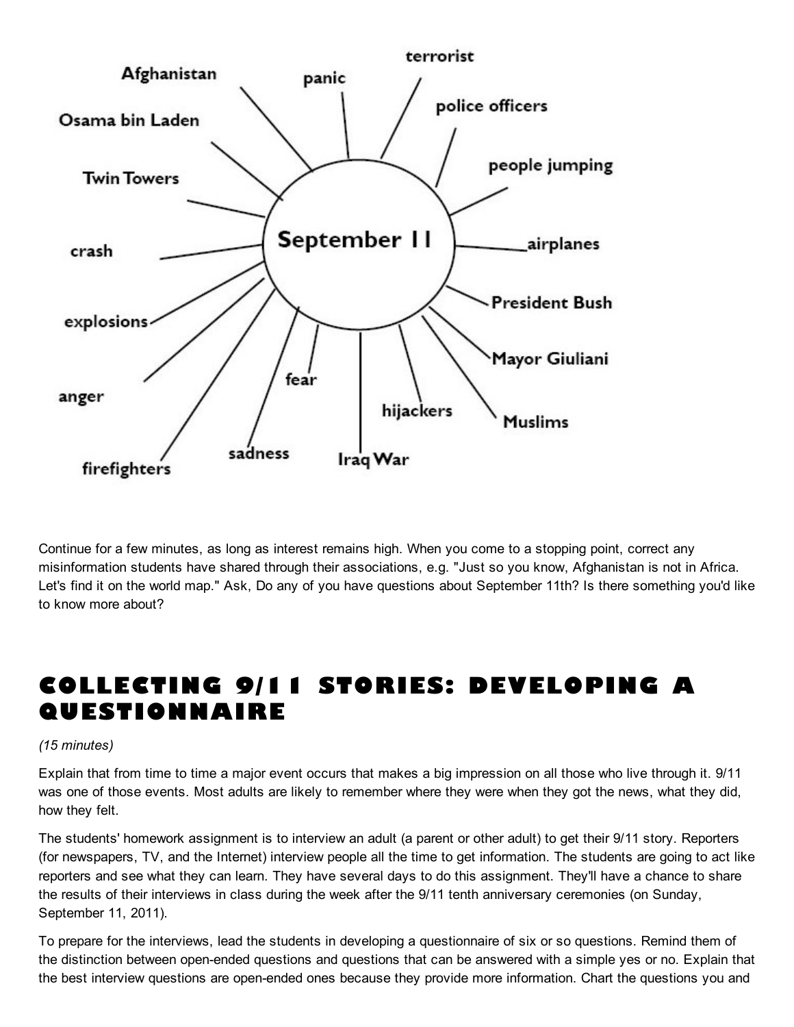**September 11**

- Afghanistan
- panic
- terrorist
- police officers
- Osama bin Laden
- people jumping
- Twin Towers
- airplanes
- crash
- President Bush
- explosions
- Mayor Giuliani
- fear
- anger
- hijackers
- Muslims
- sadness
- Iraq War
- firefighters

Continue for a few minutes, as long as interest remains high. When you come to a stopping point, correct any misinformation students have shared through their associations, e.g. "Just so you know, Afghanistan is not in Africa. Let's find it on the world map." Ask, Do any of you have questions about September 11th? Is there something you'd like to know more about?

## COLLECTING 9/11 STORIES: DEVELOPING A QUESTIONNAIRE

*(15 minutes)*

Explain that from time to time a major event occurs that makes a big impression on all those who live through it. 9/11 was one of those events. Most adults are likely to remember where they were when they got the news, what they did, how they felt.

The students' homework assignment is to interview an adult (a parent or other adult) to get their 9/11 story. Reporters (for newspapers, TV, and the Internet) interview people all the time to get information. The students are going to act like reporters and see what they can learn. They have several days to do this assignment. They'll have a chance to share the results of their interviews in class during the week after the 9/11 tenth anniversary ceremonies (on Sunday, September 11, 2011).

To prepare for the interviews, lead the students in developing a questionnaire of six or so questions. Remind them of the distinction between open-ended questions and questions that can be answered with a simple yes or no. Explain that the best interview questions are open-ended ones because they provide more information. Chart the questions you and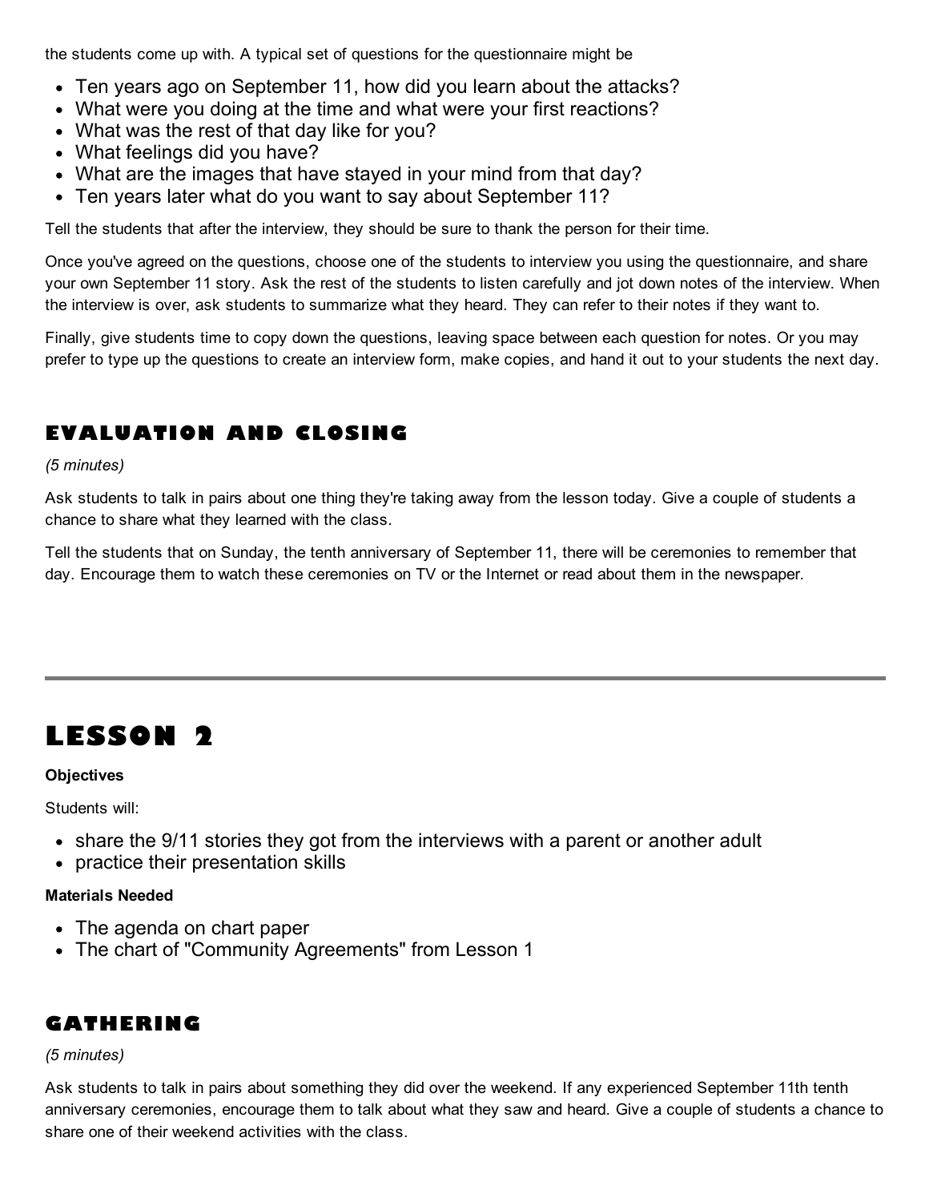the students come up with. A typical set of questions for the questionnaire might be

- Ten years ago on September 11, how did you learn about the attacks?
- What were you doing at the time and what were your first reactions?
- What was the rest of that day like for you?
- What feelings did you have?
- What are the images that have stayed in your mind from that day?
- Ten years later what do you want to say about September 11?

Tell the students that after the interview, they should be sure to thank the person for their time.

Once you've agreed on the questions, choose one of the students to interview you using the questionnaire, and share your own September 11 story. Ask the rest of the students to listen carefully and jot down notes of the interview. When the interview is over, ask students to summarize what they heard. They can refer to their notes if they want to.

Finally, give students time to copy down the questions, leaving space between each question for notes. Or you may prefer to type up the questions to create an interview form, make copies, and hand it out to your students the next day.

### EVALUATION AND CLOSING

*(5 minutes)*

Ask students to talk in pairs about one thing they're taking away from the lesson today. Give a couple of students a chance to share what they learned with the class.

Tell the students that on Sunday, the tenth anniversary of September 11, there will be ceremonies to remember that day. Encourage them to watch these ceremonies on TV or the Internet or read about them in the newspaper.

---

## LESSON 2

**Objectives**

Students will:

- share the 9/11 stories they got from the interviews with a parent or another adult
- practice their presentation skills

**Materials Needed**

- The agenda on chart paper
- The chart of "Community Agreements" from Lesson 1

### GATHERING

*(5 minutes)*

Ask students to talk in pairs about something they did over the weekend. If any experienced September 11th tenth anniversary ceremonies, encourage them to talk about what they saw and heard. Give a couple of students a chance to share one of their weekend activities with the class.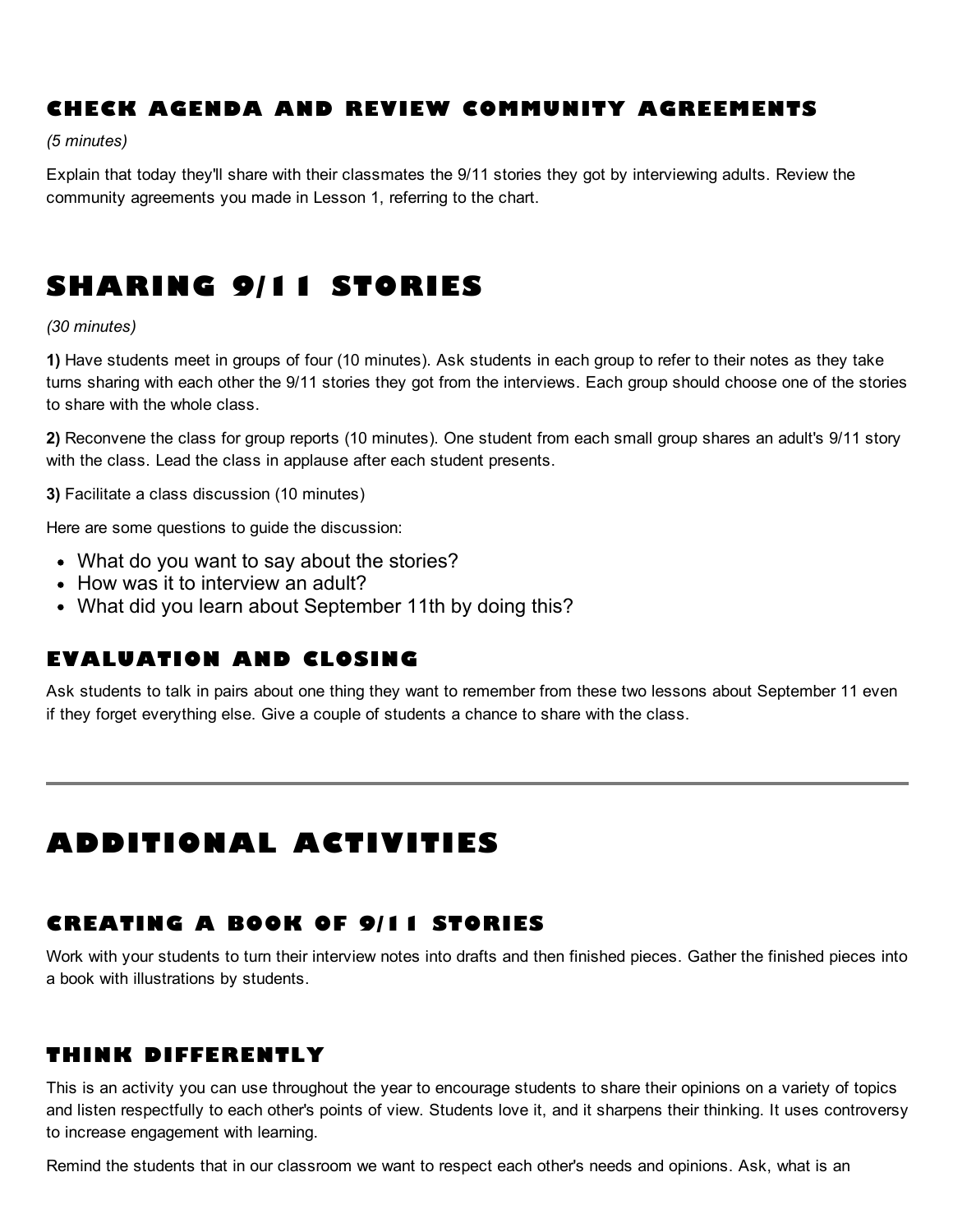### CHECK AGENDA AND REVIEW COMMUNITY AGREEMENTS

*(5 minutes)*

Explain that today they'll share with their classmates the 9/11 stories they got by interviewing adults. Review the community agreements you made in Lesson 1, referring to the chart.

## SHARING 9/11 STORIES

*(30 minutes)*

**1)** Have students meet in groups of four (10 minutes). Ask students in each group to refer to their notes as they take turns sharing with each other the 9/11 stories they got from the interviews. Each group should choose one of the stories to share with the whole class.

**2)** Reconvene the class for group reports (10 minutes). One student from each small group shares an adult's 9/11 story with the class. Lead the class in applause after each student presents.

**3)** Facilitate a class discussion (10 minutes)

Here are some questions to guide the discussion:

- What do you want to say about the stories?
- How was it to interview an adult?
- What did you learn about September 11th by doing this?

### EVALUATION AND CLOSING

Ask students to talk in pairs about one thing they want to remember from these two lessons about September 11 even if they forget everything else. Give a couple of students a chance to share with the class.

---

## ADDITIONAL ACTIVITIES

### CREATING A BOOK OF 9/11 STORIES

Work with your students to turn their interview notes into drafts and then finished pieces. Gather the finished pieces into a book with illustrations by students.

### THINK DIFFERENTLY

This is an activity you can use throughout the year to encourage students to share their opinions on a variety of topics and listen respectfully to each other's points of view. Students love it, and it sharpens their thinking. It uses controversy to increase engagement with learning.

Remind the students that in our classroom we want to respect each other's needs and opinions. Ask, what is an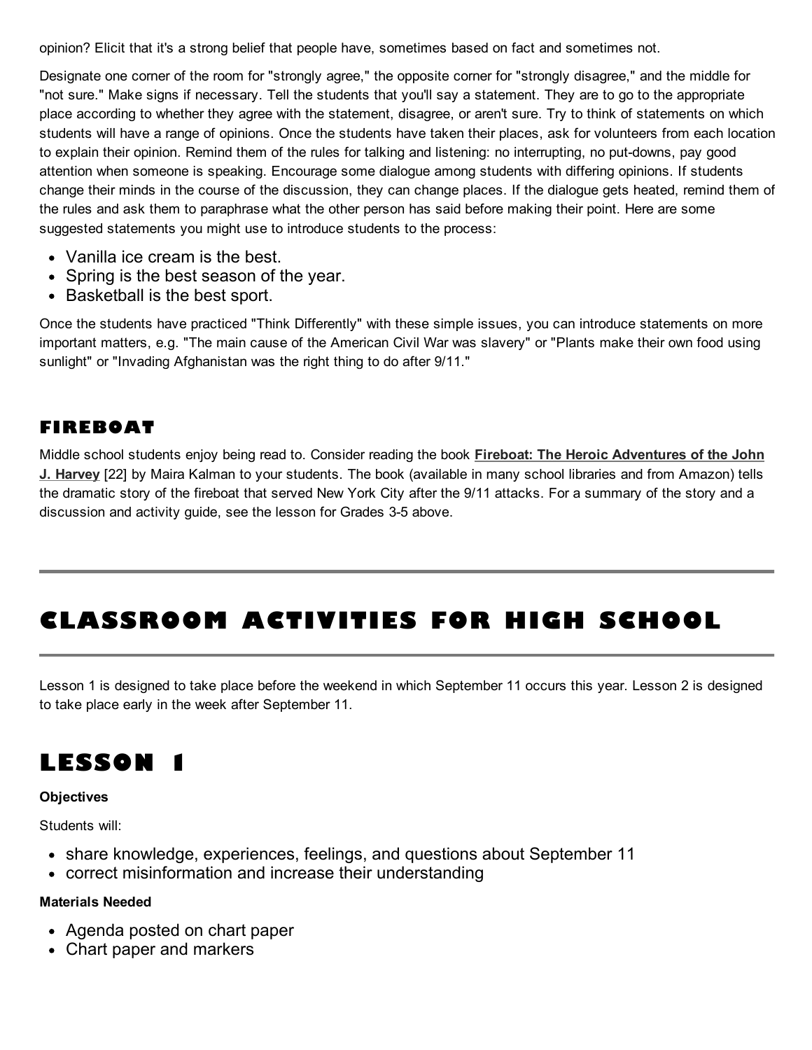opinion? Elicit that it's a strong belief that people have, sometimes based on fact and sometimes not.

Designate one corner of the room for "strongly agree," the opposite corner for "strongly disagree," and the middle for "not sure." Make signs if necessary. Tell the students that you'll say a statement. They are to go to the appropriate place according to whether they agree with the statement, disagree, or aren't sure. Try to think of statements on which students will have a range of opinions. Once the students have taken their places, ask for volunteers from each location to explain their opinion. Remind them of the rules for talking and listening: no interrupting, no put-downs, pay good attention when someone is speaking. Encourage some dialogue among students with differing opinions. If students change their minds in the course of the discussion, they can change places. If the dialogue gets heated, remind them of the rules and ask them to paraphrase what the other person has said before making their point. Here are some suggested statements you might use to introduce students to the process:

- Vanilla ice cream is the best.
- Spring is the best season of the year.
- Basketball is the best sport.

Once the students have practiced "Think Differently" with these simple issues, you can introduce statements on more important matters, e.g. "The main cause of the American Civil War was slavery" or "Plants make their own food using sunlight" or "Invading Afghanistan was the right thing to do after 9/11."

### FIREBOAT

Middle school students enjoy being read to. Consider reading the book **Fireboat: The Heroic Adventures of the John J. Harvey** [22] by Maira Kalman to your students. The book (available in many school libraries and from Amazon) tells the dramatic story of the fireboat that served New York City after the 9/11 attacks. For a summary of the story and a discussion and activity guide, see the lesson for Grades 3-5 above.

---

## CLASSROOM ACTIVITIES FOR HIGH SCHOOL

---

Lesson 1 is designed to take place before the weekend in which September 11 occurs this year. Lesson 2 is designed to take place early in the week after September 11.

## LESSON 1

**Objectives**

Students will:

- share knowledge, experiences, feelings, and questions about September 11
- correct misinformation and increase their understanding

**Materials Needed**

- Agenda posted on chart paper
- Chart paper and markers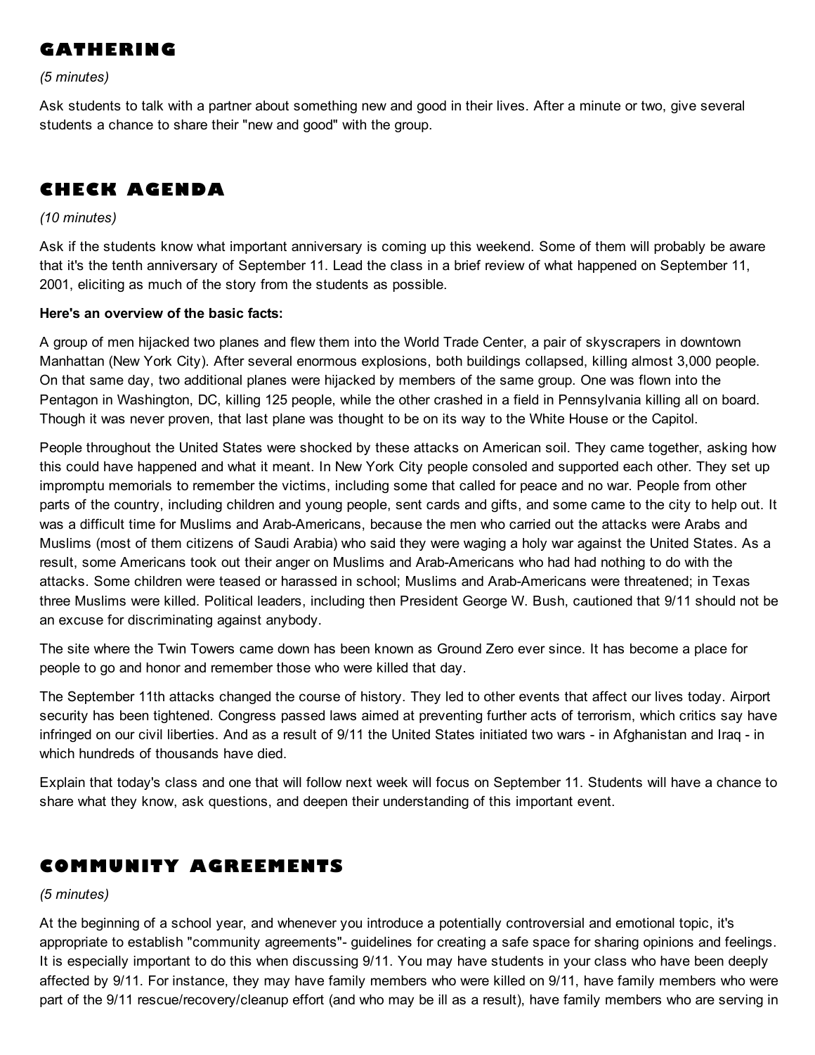## GATHERING

*(5 minutes)*

Ask students to talk with a partner about something new and good in their lives. After a minute or two, give several students a chance to share their "new and good" with the group.

## CHECK AGENDA

*(10 minutes)*

Ask if the students know what important anniversary is coming up this weekend. Some of them will probably be aware that it's the tenth anniversary of September 11. Lead the class in a brief review of what happened on September 11, 2001, eliciting as much of the story from the students as possible.

**Here's an overview of the basic facts:**

A group of men hijacked two planes and flew them into the World Trade Center, a pair of skyscrapers in downtown Manhattan (New York City). After several enormous explosions, both buildings collapsed, killing almost 3,000 people. On that same day, two additional planes were hijacked by members of the same group. One was flown into the Pentagon in Washington, DC, killing 125 people, while the other crashed in a field in Pennsylvania killing all on board. Though it was never proven, that last plane was thought to be on its way to the White House or the Capitol.

People throughout the United States were shocked by these attacks on American soil. They came together, asking how this could have happened and what it meant. In New York City people consoled and supported each other. They set up impromptu memorials to remember the victims, including some that called for peace and no war. People from other parts of the country, including children and young people, sent cards and gifts, and some came to the city to help out. It was a difficult time for Muslims and Arab-Americans, because the men who carried out the attacks were Arabs and Muslims (most of them citizens of Saudi Arabia) who said they were waging a holy war against the United States. As a result, some Americans took out their anger on Muslims and Arab-Americans who had had nothing to do with the attacks. Some children were teased or harassed in school; Muslims and Arab-Americans were threatened; in Texas three Muslims were killed. Political leaders, including then President George W. Bush, cautioned that 9/11 should not be an excuse for discriminating against anybody.

The site where the Twin Towers came down has been known as Ground Zero ever since. It has become a place for people to go and honor and remember those who were killed that day.

The September 11th attacks changed the course of history. They led to other events that affect our lives today. Airport security has been tightened. Congress passed laws aimed at preventing further acts of terrorism, which critics say have infringed on our civil liberties. And as a result of 9/11 the United States initiated two wars - in Afghanistan and Iraq - in which hundreds of thousands have died.

Explain that today's class and one that will follow next week will focus on September 11. Students will have a chance to share what they know, ask questions, and deepen their understanding of this important event.

## COMMUNITY AGREEMENTS

*(5 minutes)*

At the beginning of a school year, and whenever you introduce a potentially controversial and emotional topic, it's appropriate to establish "community agreements"- guidelines for creating a safe space for sharing opinions and feelings. It is especially important to do this when discussing 9/11. You may have students in your class who have been deeply affected by 9/11. For instance, they may have family members who were killed on 9/11, have family members who were part of the 9/11 rescue/recovery/cleanup effort (and who may be ill as a result), have family members who are serving in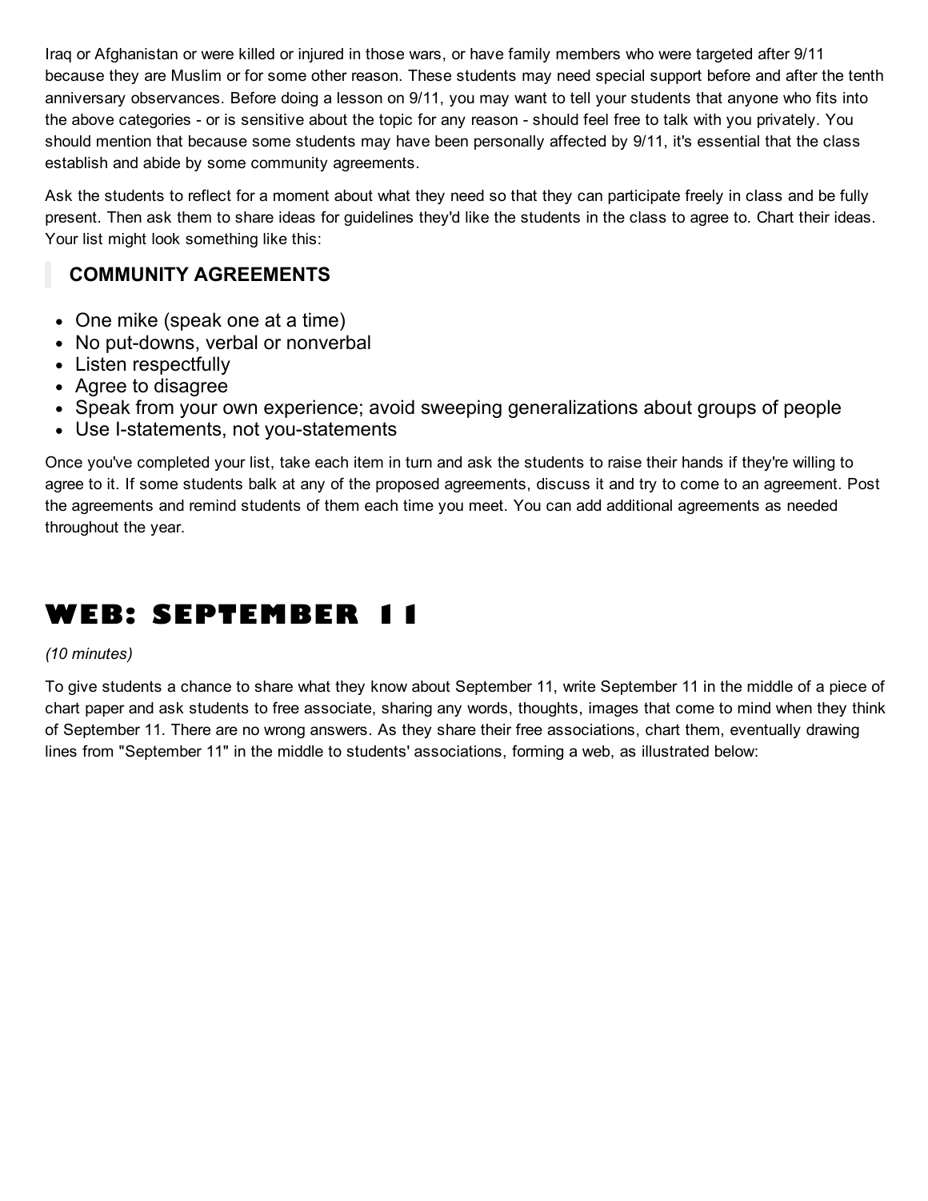Iraq or Afghanistan or were killed or injured in those wars, or have family members who were targeted after 9/11 because they are Muslim or for some other reason. These students may need special support before and after the tenth anniversary observances. Before doing a lesson on 9/11, you may want to tell your students that anyone who fits into the above categories - or is sensitive about the topic for any reason - should feel free to talk with you privately. You should mention that because some students may have been personally affected by 9/11, it's essential that the class establish and abide by some community agreements.

Ask the students to reflect for a moment about what they need so that they can participate freely in class and be fully present. Then ask them to share ideas for guidelines they'd like the students in the class to agree to. Chart their ideas. Your list might look something like this:

> **COMMUNITY AGREEMENTS**

- One mike (speak one at a time)
- No put-downs, verbal or nonverbal
- Listen respectfully
- Agree to disagree
- Speak from your own experience; avoid sweeping generalizations about groups of people
- Use I-statements, not you-statements

Once you've completed your list, take each item in turn and ask the students to raise their hands if they're willing to agree to it. If some students balk at any of the proposed agreements, discuss it and try to come to an agreement. Post the agreements and remind students of them each time you meet. You can add additional agreements as needed throughout the year.

## WEB: SEPTEMBER 11

*(10 minutes)*

To give students a chance to share what they know about September 11, write September 11 in the middle of a piece of chart paper and ask students to free associate, sharing any words, thoughts, images that come to mind when they think of September 11. There are no wrong answers. As they share their free associations, chart them, eventually drawing lines from "September 11" in the middle to students' associations, forming a web, as illustrated below: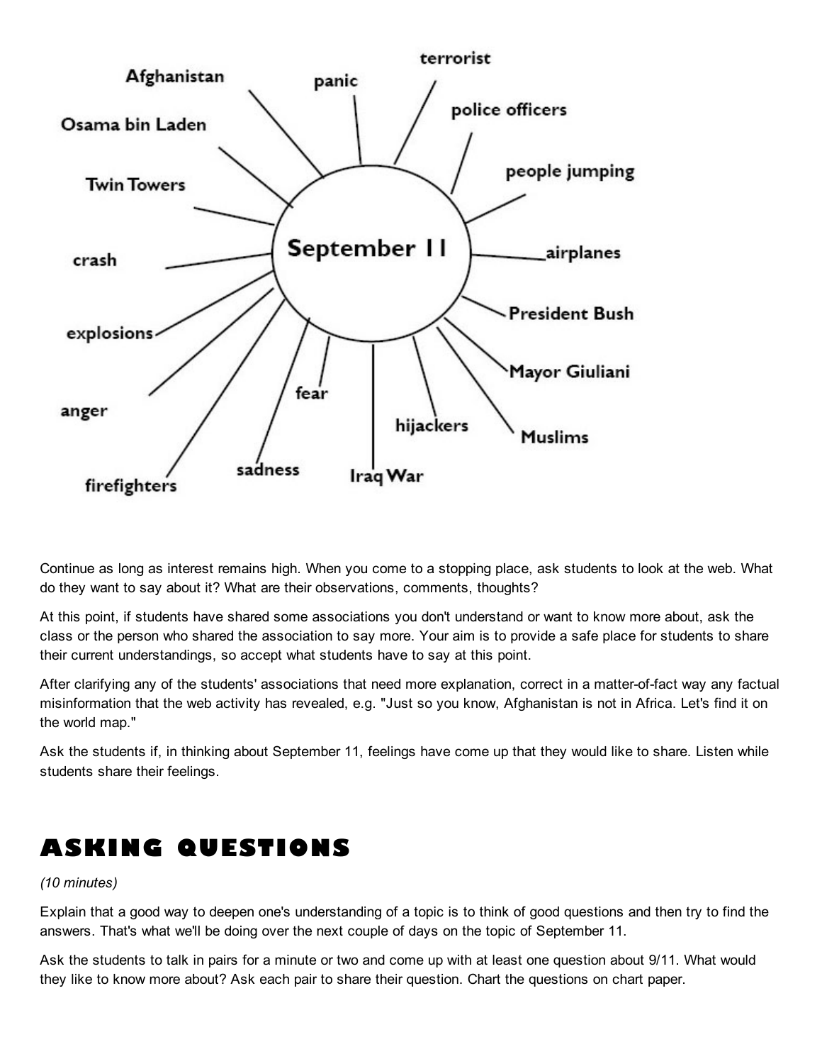**September 11**

- Afghanistan
- panic
- terrorist
- police officers
- Osama bin Laden
- people jumping
- Twin Towers
- airplanes
- crash
- President Bush
- explosions
- Mayor Giuliani
- anger
- fear
- hijackers
- Muslims
- sadness
- Iraq War
- firefighters

Continue as long as interest remains high. When you come to a stopping place, ask students to look at the web. What do they want to say about it? What are their observations, comments, thoughts?

At this point, if students have shared some associations you don't understand or want to know more about, ask the class or the person who shared the association to say more. Your aim is to provide a safe place for students to share their current understandings, so accept what students have to say at this point.

After clarifying any of the students' associations that need more explanation, correct in a matter-of-fact way any factual misinformation that the web activity has revealed, e.g. "Just so you know, Afghanistan is not in Africa. Let's find it on the world map."

Ask the students if, in thinking about September 11, feelings have come up that they would like to share. Listen while students share their feelings.

## ASKING QUESTIONS

*(10 minutes)*

Explain that a good way to deepen one's understanding of a topic is to think of good questions and then try to find the answers. That's what we'll be doing over the next couple of days on the topic of September 11.

Ask the students to talk in pairs for a minute or two and come up with at least one question about 9/11. What would they like to know more about? Ask each pair to share their question. Chart the questions on chart paper.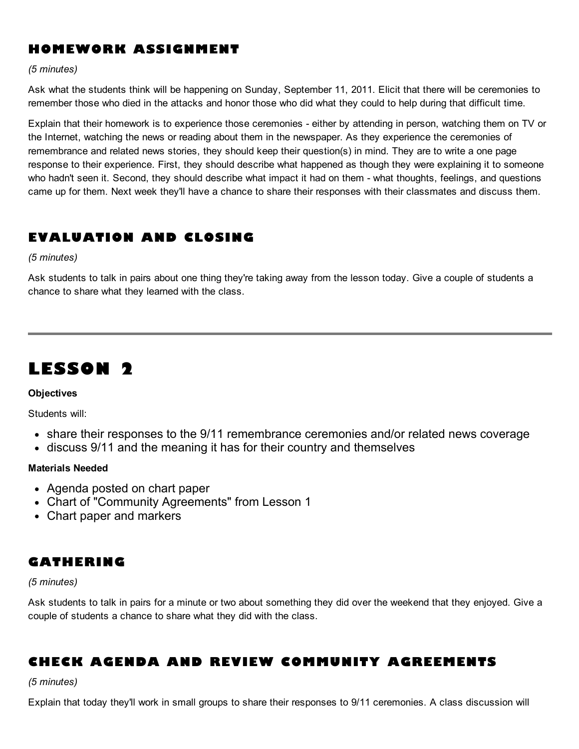## HOMEWORK ASSIGNMENT

*(5 minutes)*

Ask what the students think will be happening on Sunday, September 11, 2011. Elicit that there will be ceremonies to remember those who died in the attacks and honor those who did what they could to help during that difficult time.

Explain that their homework is to experience those ceremonies - either by attending in person, watching them on TV or the Internet, watching the news or reading about them in the newspaper. As they experience the ceremonies of remembrance and related news stories, they should keep their question(s) in mind. They are to write a one page response to their experience. First, they should describe what happened as though they were explaining it to someone who hadn't seen it. Second, they should describe what impact it had on them - what thoughts, feelings, and questions came up for them. Next week they'll have a chance to share their responses with their classmates and discuss them.

## EVALUATION AND CLOSING

*(5 minutes)*

Ask students to talk in pairs about one thing they're taking away from the lesson today. Give a couple of students a chance to share what they learned with the class.

---

# LESSON 2

**Objectives**

Students will:

- share their responses to the 9/11 remembrance ceremonies and/or related news coverage
- discuss 9/11 and the meaning it has for their country and themselves

**Materials Needed**

- Agenda posted on chart paper
- Chart of "Community Agreements" from Lesson 1
- Chart paper and markers

## GATHERING

*(5 minutes)*

Ask students to talk in pairs for a minute or two about something they did over the weekend that they enjoyed. Give a couple of students a chance to share what they did with the class.

## CHECK AGENDA AND REVIEW COMMUNITY AGREEMENTS

*(5 minutes)*

Explain that today they'll work in small groups to share their responses to 9/11 ceremonies. A class discussion will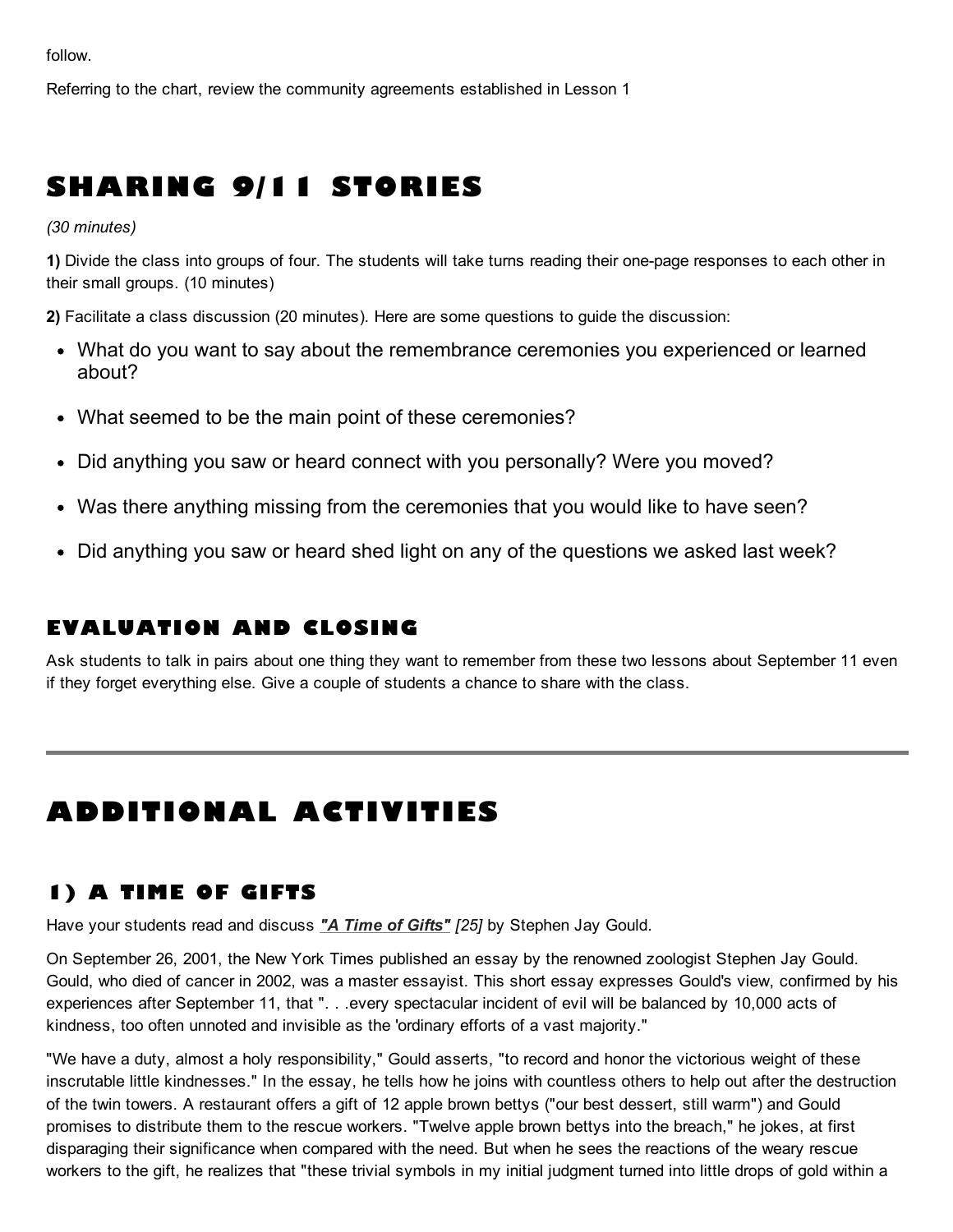follow.

Referring to the chart, review the community agreements established in Lesson 1

## SHARING 9/11 STORIES

*(30 minutes)*

**1)** Divide the class into groups of four. The students will take turns reading their one-page responses to each other in their small groups. (10 minutes)

**2)** Facilitate a class discussion (20 minutes). Here are some questions to guide the discussion:

- What do you want to say about the remembrance ceremonies you experienced or learned about?
- What seemed to be the main point of these ceremonies?
- Did anything you saw or heard connect with you personally? Were you moved?
- Was there anything missing from the ceremonies that you would like to have seen?
- Did anything you saw or heard shed light on any of the questions we asked last week?

### EVALUATION AND CLOSING

Ask students to talk in pairs about one thing they want to remember from these two lessons about September 11 even if they forget everything else. Give a couple of students a chance to share with the class.

---

## ADDITIONAL ACTIVITIES

### 1) A TIME OF GIFTS

Have your students read and discuss ***"A Time of Gifts"*** *[25]* by Stephen Jay Gould.

On September 26, 2001, the New York Times published an essay by the renowned zoologist Stephen Jay Gould. Gould, who died of cancer in 2002, was a master essayist. This short essay expresses Gould's view, confirmed by his experiences after September 11, that ". . .every spectacular incident of evil will be balanced by 10,000 acts of kindness, too often unnoted and invisible as the 'ordinary efforts of a vast majority."

"We have a duty, almost a holy responsibility," Gould asserts, "to record and honor the victorious weight of these inscrutable little kindnesses." In the essay, he tells how he joins with countless others to help out after the destruction of the twin towers. A restaurant offers a gift of 12 apple brown bettys ("our best dessert, still warm") and Gould promises to distribute them to the rescue workers. "Twelve apple brown bettys into the breach," he jokes, at first disparaging their significance when compared with the need. But when he sees the reactions of the weary rescue workers to the gift, he realizes that "these trivial symbols in my initial judgment turned into little drops of gold within a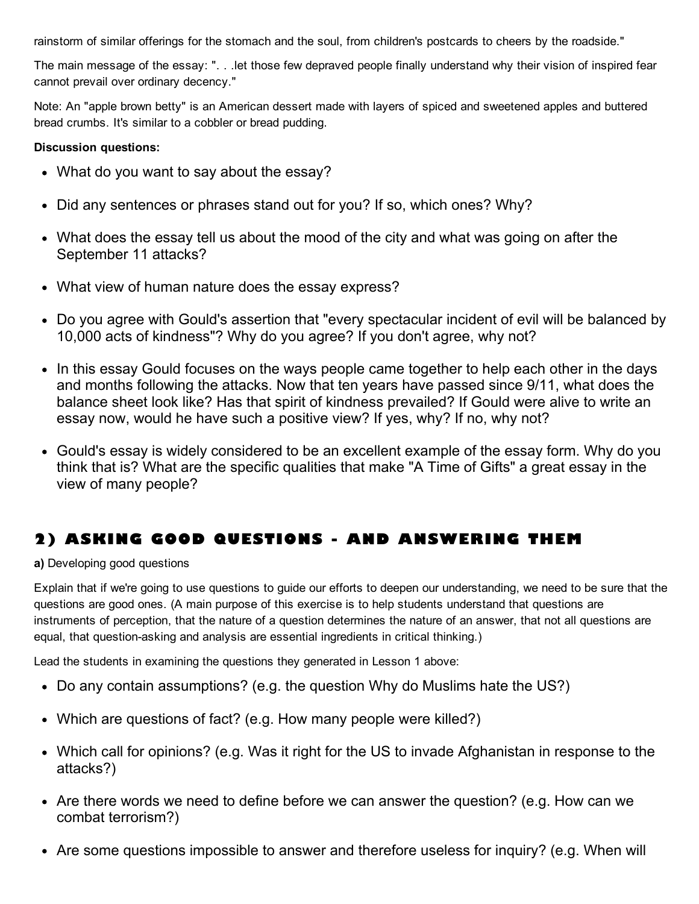rainstorm of similar offerings for the stomach and the soul, from children's postcards to cheers by the roadside."

The main message of the essay: ". . .let those few depraved people finally understand why their vision of inspired fear cannot prevail over ordinary decency."

Note: An "apple brown betty" is an American dessert made with layers of spiced and sweetened apples and buttered bread crumbs. It's similar to a cobbler or bread pudding.

**Discussion questions:**

- What do you want to say about the essay?
- Did any sentences or phrases stand out for you? If so, which ones? Why?
- What does the essay tell us about the mood of the city and what was going on after the September 11 attacks?
- What view of human nature does the essay express?
- Do you agree with Gould's assertion that "every spectacular incident of evil will be balanced by 10,000 acts of kindness"? Why do you agree? If you don't agree, why not?
- In this essay Gould focuses on the ways people came together to help each other in the days and months following the attacks. Now that ten years have passed since 9/11, what does the balance sheet look like? Has that spirit of kindness prevailed? If Gould were alive to write an essay now, would he have such a positive view? If yes, why? If no, why not?
- Gould's essay is widely considered to be an excellent example of the essay form. Why do you think that is? What are the specific qualities that make "A Time of Gifts" a great essay in the view of many people?

## 2) ASKING GOOD QUESTIONS - AND ANSWERING THEM

**a)** Developing good questions

Explain that if we're going to use questions to guide our efforts to deepen our understanding, we need to be sure that the questions are good ones. (A main purpose of this exercise is to help students understand that questions are instruments of perception, that the nature of a question determines the nature of an answer, that not all questions are equal, that question-asking and analysis are essential ingredients in critical thinking.)

Lead the students in examining the questions they generated in Lesson 1 above:

- Do any contain assumptions? (e.g. the question Why do Muslims hate the US?)
- Which are questions of fact? (e.g. How many people were killed?)
- Which call for opinions? (e.g. Was it right for the US to invade Afghanistan in response to the attacks?)
- Are there words we need to define before we can answer the question? (e.g. How can we combat terrorism?)
- Are some questions impossible to answer and therefore useless for inquiry? (e.g. When will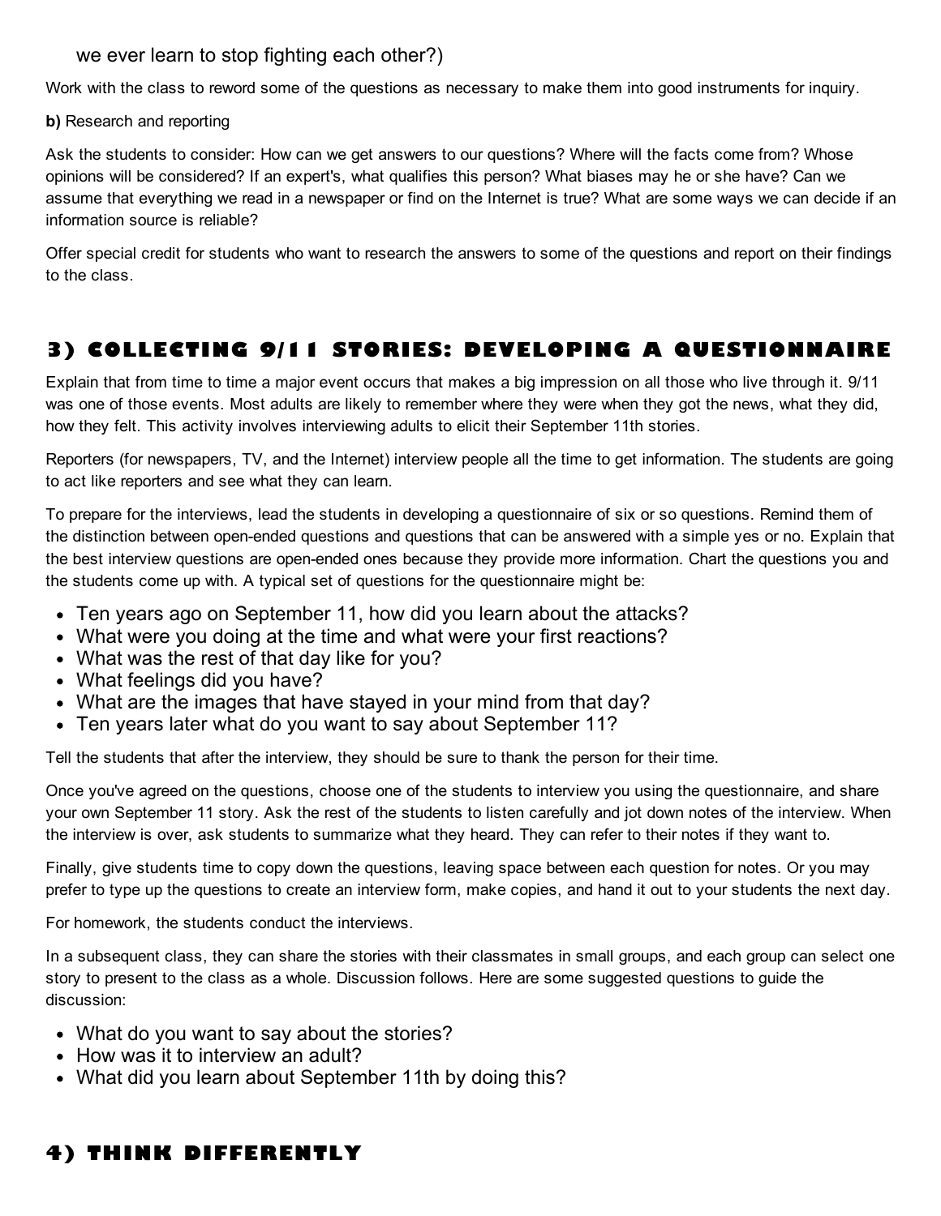we ever learn to stop fighting each other?)

Work with the class to reword some of the questions as necessary to make them into good instruments for inquiry.

**b)** Research and reporting

Ask the students to consider: How can we get answers to our questions? Where will the facts come from? Whose opinions will be considered? If an expert's, what qualifies this person? What biases may he or she have? Can we assume that everything we read in a newspaper or find on the Internet is true? What are some ways we can decide if an information source is reliable?

Offer special credit for students who want to research the answers to some of the questions and report on their findings to the class.

## 3) COLLECTING 9/11 STORIES: DEVELOPING A QUESTIONNAIRE

Explain that from time to time a major event occurs that makes a big impression on all those who live through it. 9/11 was one of those events. Most adults are likely to remember where they were when they got the news, what they did, how they felt. This activity involves interviewing adults to elicit their September 11th stories.

Reporters (for newspapers, TV, and the Internet) interview people all the time to get information. The students are going to act like reporters and see what they can learn.

To prepare for the interviews, lead the students in developing a questionnaire of six or so questions. Remind them of the distinction between open-ended questions and questions that can be answered with a simple yes or no. Explain that the best interview questions are open-ended ones because they provide more information. Chart the questions you and the students come up with. A typical set of questions for the questionnaire might be:

- Ten years ago on September 11, how did you learn about the attacks?
- What were you doing at the time and what were your first reactions?
- What was the rest of that day like for you?
- What feelings did you have?
- What are the images that have stayed in your mind from that day?
- Ten years later what do you want to say about September 11?

Tell the students that after the interview, they should be sure to thank the person for their time.

Once you've agreed on the questions, choose one of the students to interview you using the questionnaire, and share your own September 11 story. Ask the rest of the students to listen carefully and jot down notes of the interview. When the interview is over, ask students to summarize what they heard. They can refer to their notes if they want to.

Finally, give students time to copy down the questions, leaving space between each question for notes. Or you may prefer to type up the questions to create an interview form, make copies, and hand it out to your students the next day.

For homework, the students conduct the interviews.

In a subsequent class, they can share the stories with their classmates in small groups, and each group can select one story to present to the class as a whole. Discussion follows. Here are some suggested questions to guide the discussion:

- What do you want to say about the stories?
- How was it to interview an adult?
- What did you learn about September 11th by doing this?

## 4) THINK DIFFERENTLY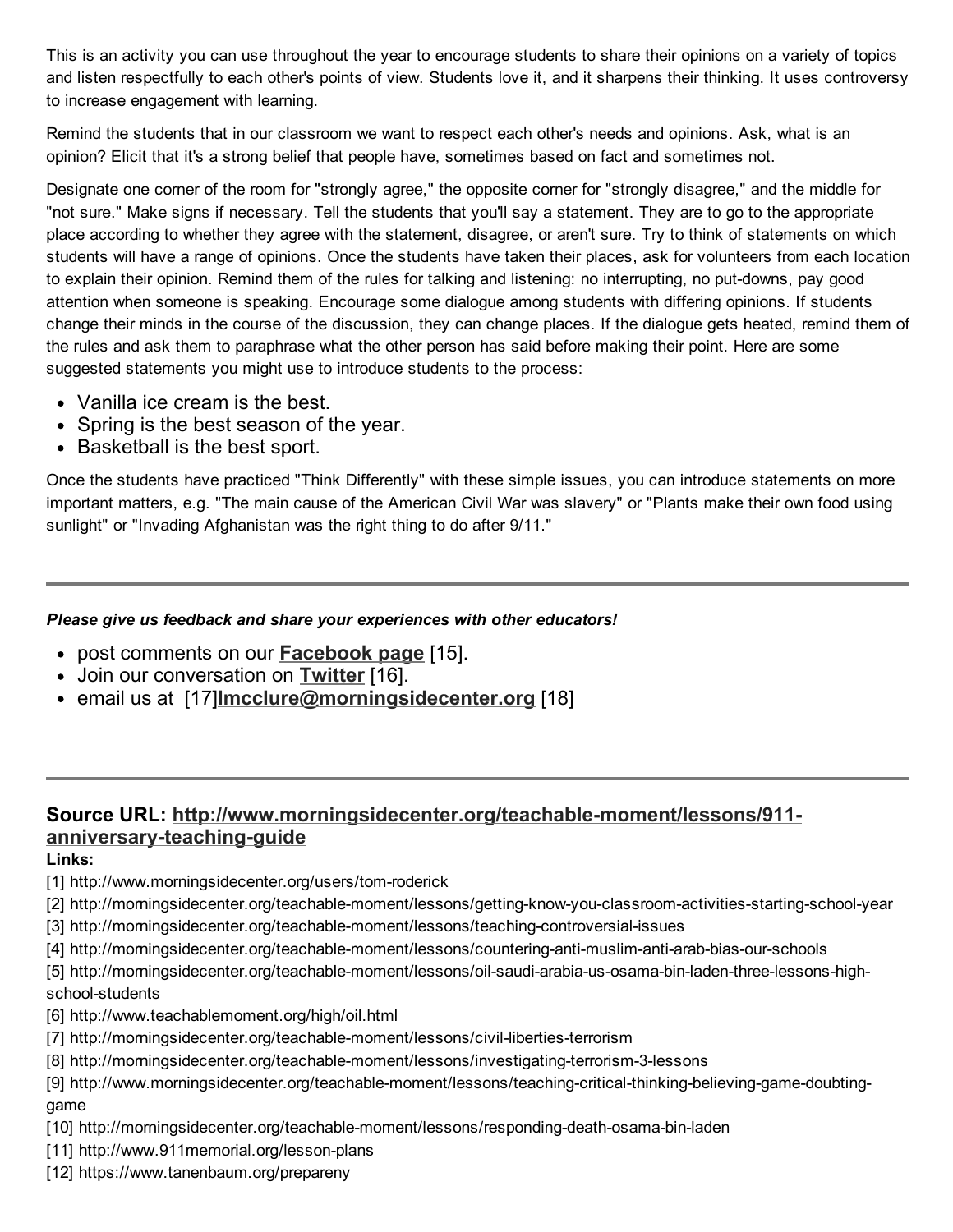This is an activity you can use throughout the year to encourage students to share their opinions on a variety of topics and listen respectfully to each other's points of view. Students love it, and it sharpens their thinking. It uses controversy to increase engagement with learning.

Remind the students that in our classroom we want to respect each other's needs and opinions. Ask, what is an opinion? Elicit that it's a strong belief that people have, sometimes based on fact and sometimes not.

Designate one corner of the room for "strongly agree," the opposite corner for "strongly disagree," and the middle for "not sure." Make signs if necessary. Tell the students that you'll say a statement. They are to go to the appropriate place according to whether they agree with the statement, disagree, or aren't sure. Try to think of statements on which students will have a range of opinions. Once the students have taken their places, ask for volunteers from each location to explain their opinion. Remind them of the rules for talking and listening: no interrupting, no put-downs, pay good attention when someone is speaking. Encourage some dialogue among students with differing opinions. If students change their minds in the course of the discussion, they can change places. If the dialogue gets heated, remind them of the rules and ask them to paraphrase what the other person has said before making their point. Here are some suggested statements you might use to introduce students to the process:

- Vanilla ice cream is the best.
- Spring is the best season of the year.
- Basketball is the best sport.

Once the students have practiced "Think Differently" with these simple issues, you can introduce statements on more important matters, e.g. "The main cause of the American Civil War was slavery" or "Plants make their own food using sunlight" or "Invading Afghanistan was the right thing to do after 9/11."

---

***Please give us feedback and share your experiences with other educators!***

- post comments on our **Facebook page** [15].
- Join our conversation on **Twitter** [16].
- email us at [17]**lmcclure@morningsidecenter.org** [18]

---

## Source URL: http://www.morningsidecenter.org/teachable-moment/lessons/911-anniversary-teaching-guide

**Links:**

[1] http://www.morningsidecenter.org/users/tom-roderick
[2] http://morningsidecenter.org/teachable-moment/lessons/getting-know-you-classroom-activities-starting-school-year
[3] http://morningsidecenter.org/teachable-moment/lessons/teaching-controversial-issues
[4] http://morningsidecenter.org/teachable-moment/lessons/countering-anti-muslim-anti-arab-bias-our-schools
[5] http://morningsidecenter.org/teachable-moment/lessons/oil-saudi-arabia-us-osama-bin-laden-three-lessons-high-school-students
[6] http://www.teachablemoment.org/high/oil.html
[7] http://morningsidecenter.org/teachable-moment/lessons/civil-liberties-terrorism
[8] http://morningsidecenter.org/teachable-moment/lessons/investigating-terrorism-3-lessons
[9] http://www.morningsidecenter.org/teachable-moment/lessons/teaching-critical-thinking-believing-game-doubting-game
[10] http://morningsidecenter.org/teachable-moment/lessons/responding-death-osama-bin-laden
[11] http://www.911memorial.org/lesson-plans
[12] https://www.tanenbaum.org/prepareny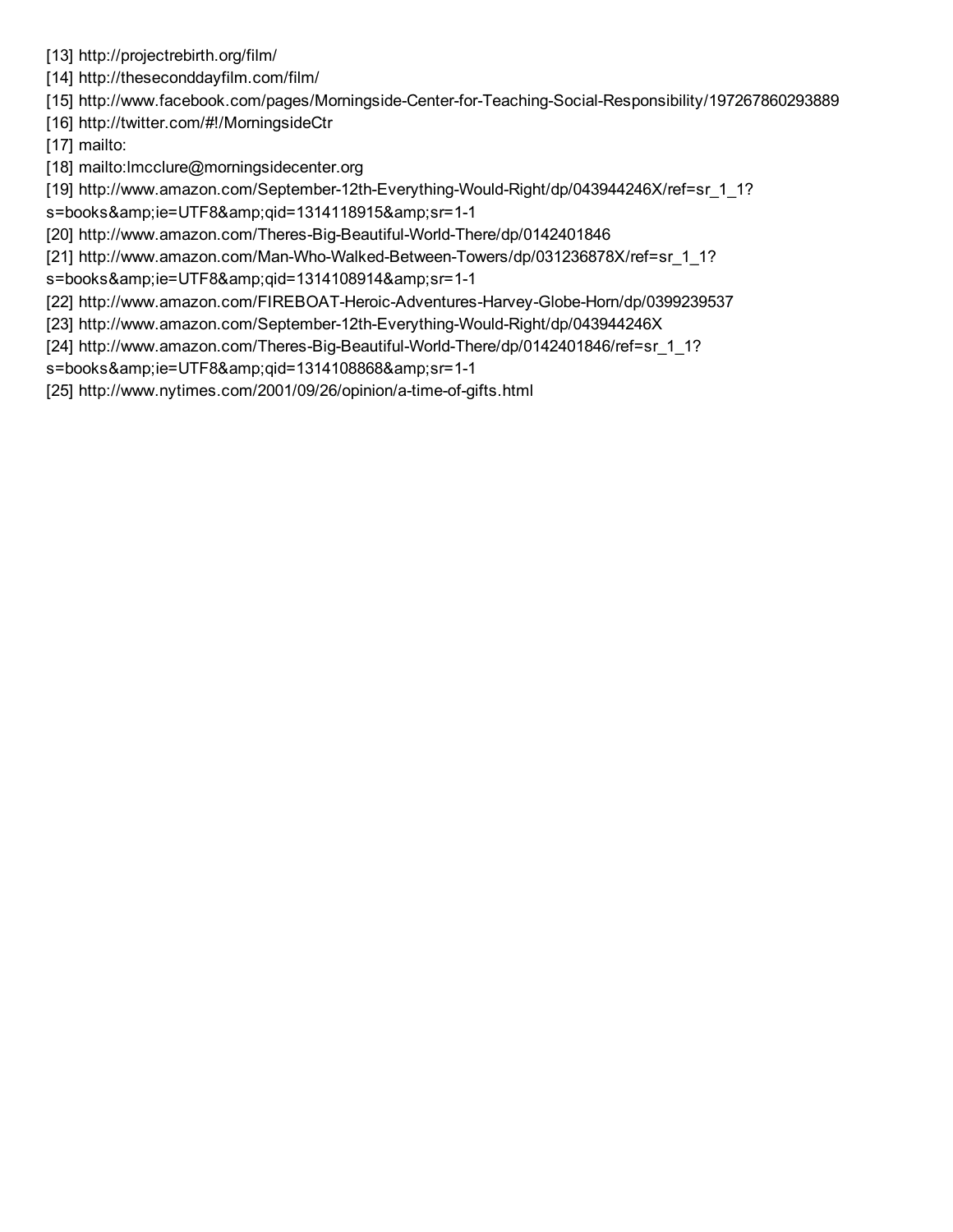[13] http://projectrebirth.org/film/

[14] http://theseconddayfilm.com/film/

[15] http://www.facebook.com/pages/Morningside-Center-for-Teaching-Social-Responsibility/197267860293889

[16] http://twitter.com/#!/MorningsideCtr

[17] mailto:

[18] mailto:lmcclure@morningsidecenter.org

[19] http://www.amazon.com/September-12th-Everything-Would-Right/dp/043944246X/ref=sr_1_1?s=books&amp;ie=UTF8&amp;qid=1314118915&amp;sr=1-1

[20] http://www.amazon.com/Theres-Big-Beautiful-World-There/dp/0142401846

[21] http://www.amazon.com/Man-Who-Walked-Between-Towers/dp/031236878X/ref=sr_1_1?s=books&amp;ie=UTF8&amp;qid=1314108914&amp;sr=1-1

[22] http://www.amazon.com/FIREBOAT-Heroic-Adventures-Harvey-Globe-Horn/dp/0399239537

[23] http://www.amazon.com/September-12th-Everything-Would-Right/dp/043944246X

[24] http://www.amazon.com/Theres-Big-Beautiful-World-There/dp/0142401846/ref=sr_1_1?s=books&amp;ie=UTF8&amp;qid=1314108868&amp;sr=1-1

[25] http://www.nytimes.com/2001/09/26/opinion/a-time-of-gifts.html